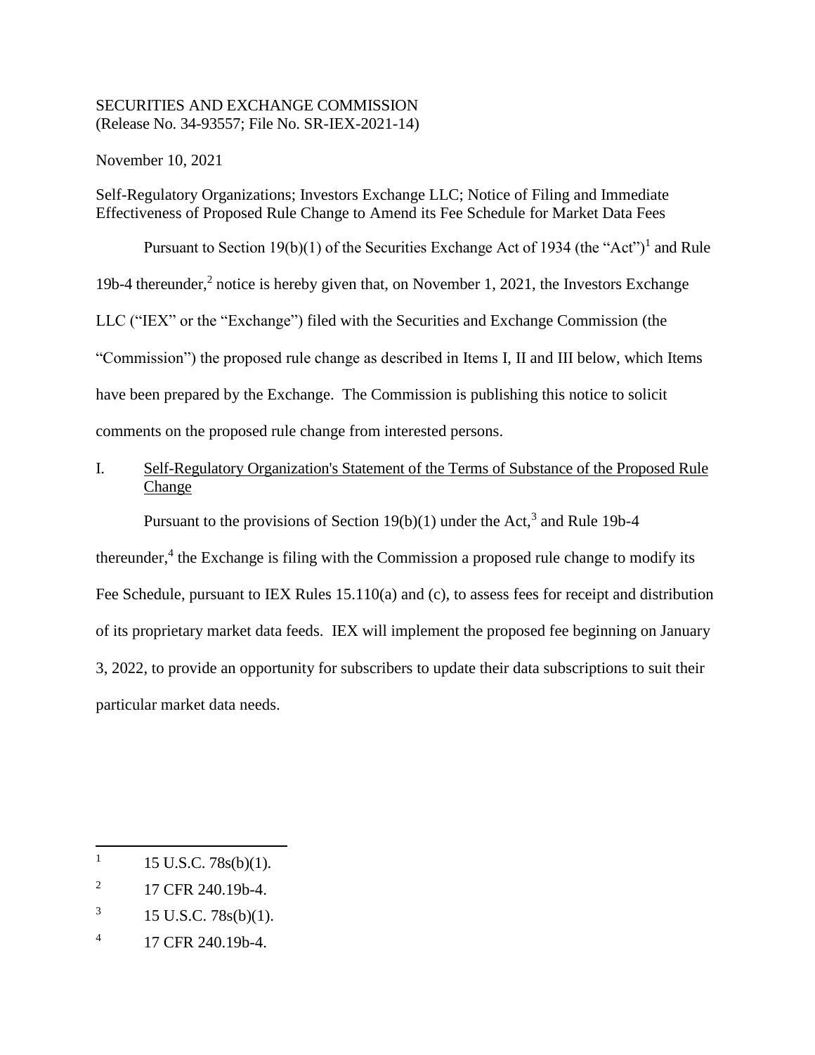SECURITIES AND EXCHANGE COMMISSION
(Release No. 34-93557; File No. SR-IEX-2021-14)

November 10, 2021

Self-Regulatory Organizations; Investors Exchange LLC; Notice of Filing and Immediate Effectiveness of Proposed Rule Change to Amend its Fee Schedule for Market Data Fees

Pursuant to Section 19(b)(1) of the Securities Exchange Act of 1934 (the "Act")[1] and Rule 19b-4 thereunder,[2] notice is hereby given that, on November 1, 2021, the Investors Exchange LLC ("IEX" or the "Exchange") filed with the Securities and Exchange Commission (the "Commission") the proposed rule change as described in Items I, II and III below, which Items have been prepared by the Exchange. The Commission is publishing this notice to solicit comments on the proposed rule change from interested persons.

## I. Self-Regulatory Organization's Statement of the Terms of Substance of the Proposed Rule Change

Pursuant to the provisions of Section 19(b)(1) under the Act,[3] and Rule 19b-4 thereunder,[4] the Exchange is filing with the Commission a proposed rule change to modify its Fee Schedule, pursuant to IEX Rules 15.110(a) and (c), to assess fees for receipt and distribution of its proprietary market data feeds. IEX will implement the proposed fee beginning on January 3, 2022, to provide an opportunity for subscribers to update their data subscriptions to suit their particular market data needs.

---

[1] 15 U.S.C. 78s(b)(1).

[2] 17 CFR 240.19b-4.

[3] 15 U.S.C. 78s(b)(1).

[4] 17 CFR 240.19b-4.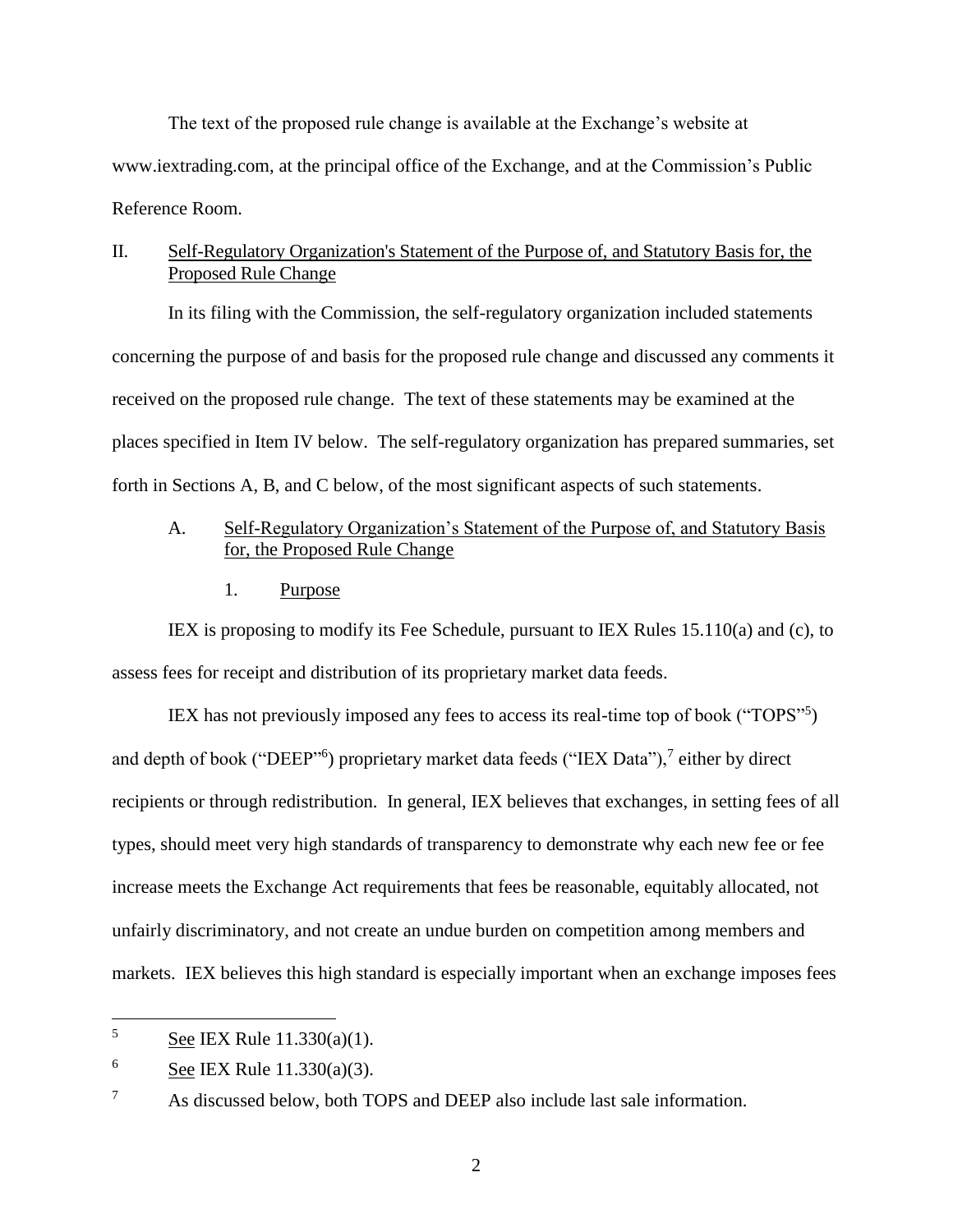The text of the proposed rule change is available at the Exchange's website at www.iextrading.com, at the principal office of the Exchange, and at the Commission's Public Reference Room.

## II. Self-Regulatory Organization's Statement of the Purpose of, and Statutory Basis for, the Proposed Rule Change

In its filing with the Commission, the self-regulatory organization included statements concerning the purpose of and basis for the proposed rule change and discussed any comments it received on the proposed rule change. The text of these statements may be examined at the places specified in Item IV below. The self-regulatory organization has prepared summaries, set forth in Sections A, B, and C below, of the most significant aspects of such statements.

### A. Self-Regulatory Organization's Statement of the Purpose of, and Statutory Basis for, the Proposed Rule Change

#### 1. Purpose

IEX is proposing to modify its Fee Schedule, pursuant to IEX Rules 15.110(a) and (c), to assess fees for receipt and distribution of its proprietary market data feeds.

IEX has not previously imposed any fees to access its real-time top of book ("TOPS"[5]) and depth of book ("DEEP"[6]) proprietary market data feeds ("IEX Data"),[7] either by direct recipients or through redistribution. In general, IEX believes that exchanges, in setting fees of all types, should meet very high standards of transparency to demonstrate why each new fee or fee increase meets the Exchange Act requirements that fees be reasonable, equitably allocated, not unfairly discriminatory, and not create an undue burden on competition among members and markets. IEX believes this high standard is especially important when an exchange imposes fees

---

[5] See IEX Rule 11.330(a)(1).

[6] See IEX Rule 11.330(a)(3).

[7] As discussed below, both TOPS and DEEP also include last sale information.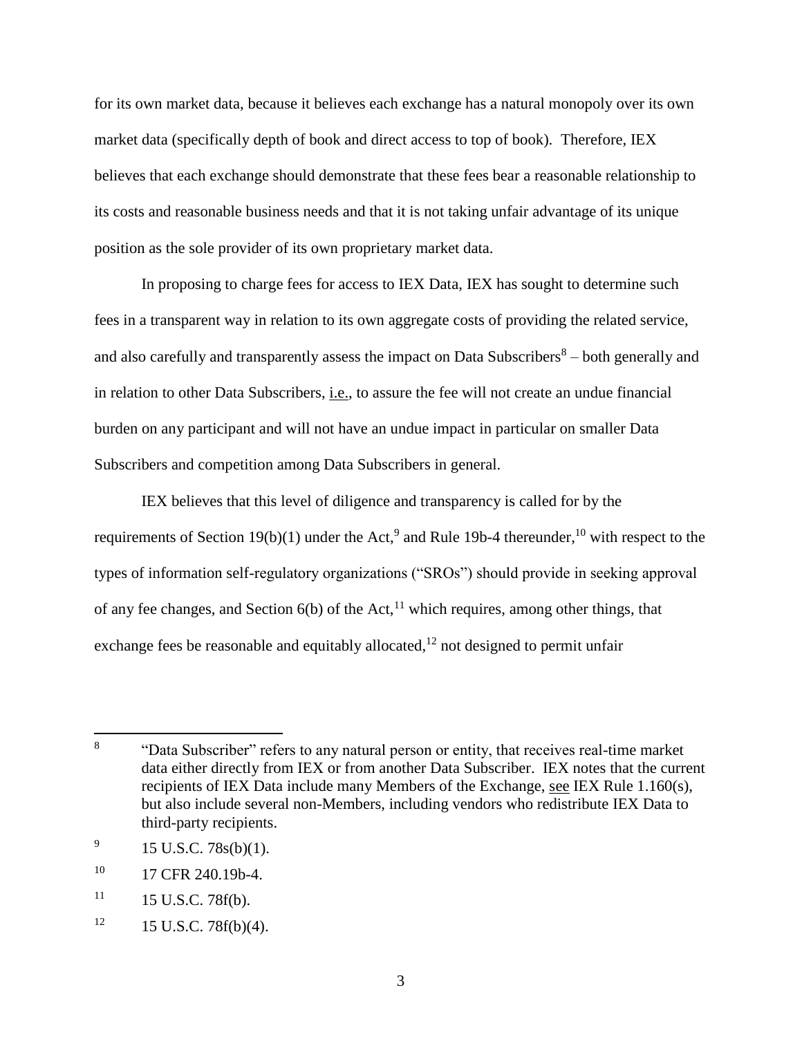for its own market data, because it believes each exchange has a natural monopoly over its own market data (specifically depth of book and direct access to top of book). Therefore, IEX believes that each exchange should demonstrate that these fees bear a reasonable relationship to its costs and reasonable business needs and that it is not taking unfair advantage of its unique position as the sole provider of its own proprietary market data.

In proposing to charge fees for access to IEX Data, IEX has sought to determine such fees in a transparent way in relation to its own aggregate costs of providing the related service, and also carefully and transparently assess the impact on Data Subscribers[8] – both generally and in relation to other Data Subscribers, i.e., to assure the fee will not create an undue financial burden on any participant and will not have an undue impact in particular on smaller Data Subscribers and competition among Data Subscribers in general.

IEX believes that this level of diligence and transparency is called for by the requirements of Section 19(b)(1) under the Act,[9] and Rule 19b-4 thereunder,[10] with respect to the types of information self-regulatory organizations ("SROs") should provide in seeking approval of any fee changes, and Section 6(b) of the Act,[11] which requires, among other things, that exchange fees be reasonable and equitably allocated,[12] not designed to permit unfair

---

[8] "Data Subscriber" refers to any natural person or entity, that receives real-time market data either directly from IEX or from another Data Subscriber. IEX notes that the current recipients of IEX Data include many Members of the Exchange, see IEX Rule 1.160(s), but also include several non-Members, including vendors who redistribute IEX Data to third-party recipients.

[9] 15 U.S.C. 78s(b)(1).

[10] 17 CFR 240.19b-4.

[11] 15 U.S.C. 78f(b).

[12] 15 U.S.C. 78f(b)(4).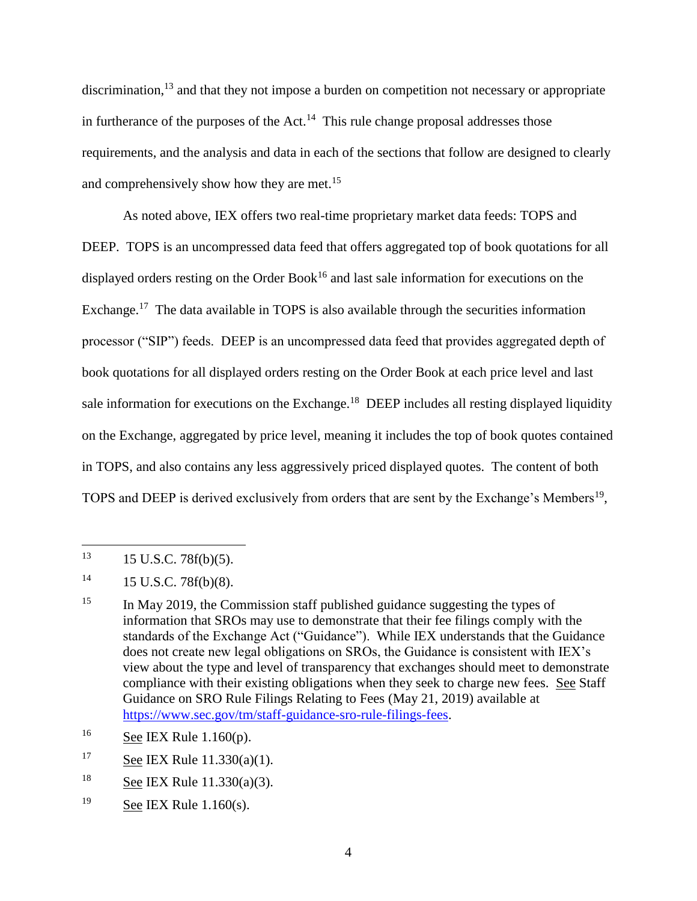discrimination,[13] and that they not impose a burden on competition not necessary or appropriate in furtherance of the purposes of the Act.[14] This rule change proposal addresses those requirements, and the analysis and data in each of the sections that follow are designed to clearly and comprehensively show how they are met.[15]

As noted above, IEX offers two real-time proprietary market data feeds: TOPS and DEEP. TOPS is an uncompressed data feed that offers aggregated top of book quotations for all displayed orders resting on the Order Book[16] and last sale information for executions on the Exchange.[17] The data available in TOPS is also available through the securities information processor ("SIP") feeds. DEEP is an uncompressed data feed that provides aggregated depth of book quotations for all displayed orders resting on the Order Book at each price level and last sale information for executions on the Exchange.[18] DEEP includes all resting displayed liquidity on the Exchange, aggregated by price level, meaning it includes the top of book quotes contained in TOPS, and also contains any less aggressively priced displayed quotes. The content of both TOPS and DEEP is derived exclusively from orders that are sent by the Exchange's Members[19],

---

[13] 15 U.S.C. 78f(b)(5).

[14] 15 U.S.C. 78f(b)(8).

[15] In May 2019, the Commission staff published guidance suggesting the types of information that SROs may use to demonstrate that their fee filings comply with the standards of the Exchange Act ("Guidance"). While IEX understands that the Guidance does not create new legal obligations on SROs, the Guidance is consistent with IEX's view about the type and level of transparency that exchanges should meet to demonstrate compliance with their existing obligations when they seek to charge new fees. See Staff Guidance on SRO Rule Filings Relating to Fees (May 21, 2019) available at https://www.sec.gov/tm/staff-guidance-sro-rule-filings-fees.

[16] See IEX Rule 1.160(p).

[17] See IEX Rule 11.330(a)(1).

[18] See IEX Rule 11.330(a)(3).

[19] See IEX Rule 1.160(s).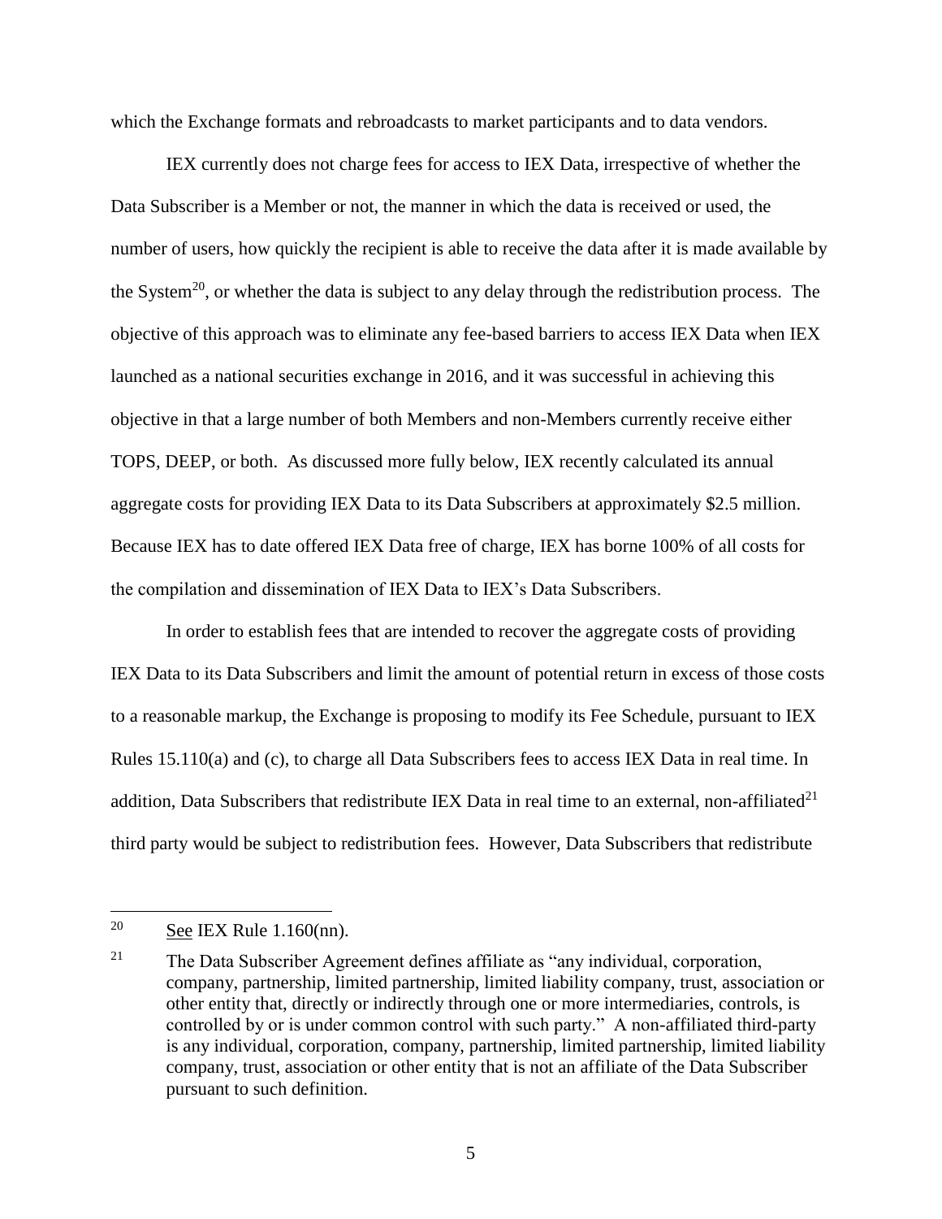which the Exchange formats and rebroadcasts to market participants and to data vendors.

IEX currently does not charge fees for access to IEX Data, irrespective of whether the Data Subscriber is a Member or not, the manner in which the data is received or used, the number of users, how quickly the recipient is able to receive the data after it is made available by the System[20], or whether the data is subject to any delay through the redistribution process. The objective of this approach was to eliminate any fee-based barriers to access IEX Data when IEX launched as a national securities exchange in 2016, and it was successful in achieving this objective in that a large number of both Members and non-Members currently receive either TOPS, DEEP, or both. As discussed more fully below, IEX recently calculated its annual aggregate costs for providing IEX Data to its Data Subscribers at approximately $2.5 million. Because IEX has to date offered IEX Data free of charge, IEX has borne 100% of all costs for the compilation and dissemination of IEX Data to IEX's Data Subscribers.

In order to establish fees that are intended to recover the aggregate costs of providing IEX Data to its Data Subscribers and limit the amount of potential return in excess of those costs to a reasonable markup, the Exchange is proposing to modify its Fee Schedule, pursuant to IEX Rules 15.110(a) and (c), to charge all Data Subscribers fees to access IEX Data in real time. In addition, Data Subscribers that redistribute IEX Data in real time to an external, non-affiliated[21] third party would be subject to redistribution fees. However, Data Subscribers that redistribute

---

[20] See IEX Rule 1.160(nn).

[21] The Data Subscriber Agreement defines affiliate as "any individual, corporation, company, partnership, limited partnership, limited liability company, trust, association or other entity that, directly or indirectly through one or more intermediaries, controls, is controlled by or is under common control with such party." A non-affiliated third-party is any individual, corporation, company, partnership, limited partnership, limited liability company, trust, association or other entity that is not an affiliate of the Data Subscriber pursuant to such definition.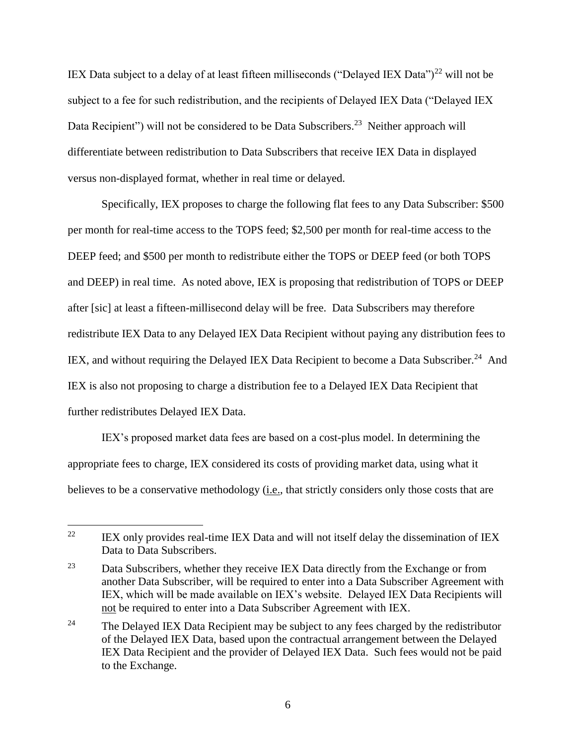IEX Data subject to a delay of at least fifteen milliseconds ("Delayed IEX Data")[22] will not be subject to a fee for such redistribution, and the recipients of Delayed IEX Data ("Delayed IEX Data Recipient") will not be considered to be Data Subscribers.[23] Neither approach will differentiate between redistribution to Data Subscribers that receive IEX Data in displayed versus non-displayed format, whether in real time or delayed.

Specifically, IEX proposes to charge the following flat fees to any Data Subscriber: $500 per month for real-time access to the TOPS feed; $2,500 per month for real-time access to the DEEP feed; and $500 per month to redistribute either the TOPS or DEEP feed (or both TOPS and DEEP) in real time. As noted above, IEX is proposing that redistribution of TOPS or DEEP after [sic] at least a fifteen-millisecond delay will be free. Data Subscribers may therefore redistribute IEX Data to any Delayed IEX Data Recipient without paying any distribution fees to IEX, and without requiring the Delayed IEX Data Recipient to become a Data Subscriber.[24] And IEX is also not proposing to charge a distribution fee to a Delayed IEX Data Recipient that further redistributes Delayed IEX Data.

IEX's proposed market data fees are based on a cost-plus model. In determining the appropriate fees to charge, IEX considered its costs of providing market data, using what it believes to be a conservative methodology (i.e., that strictly considers only those costs that are

---

[22] IEX only provides real-time IEX Data and will not itself delay the dissemination of IEX Data to Data Subscribers.

[23] Data Subscribers, whether they receive IEX Data directly from the Exchange or from another Data Subscriber, will be required to enter into a Data Subscriber Agreement with IEX, which will be made available on IEX's website. Delayed IEX Data Recipients will not be required to enter into a Data Subscriber Agreement with IEX.

[24] The Delayed IEX Data Recipient may be subject to any fees charged by the redistributor of the Delayed IEX Data, based upon the contractual arrangement between the Delayed IEX Data Recipient and the provider of Delayed IEX Data. Such fees would not be paid to the Exchange.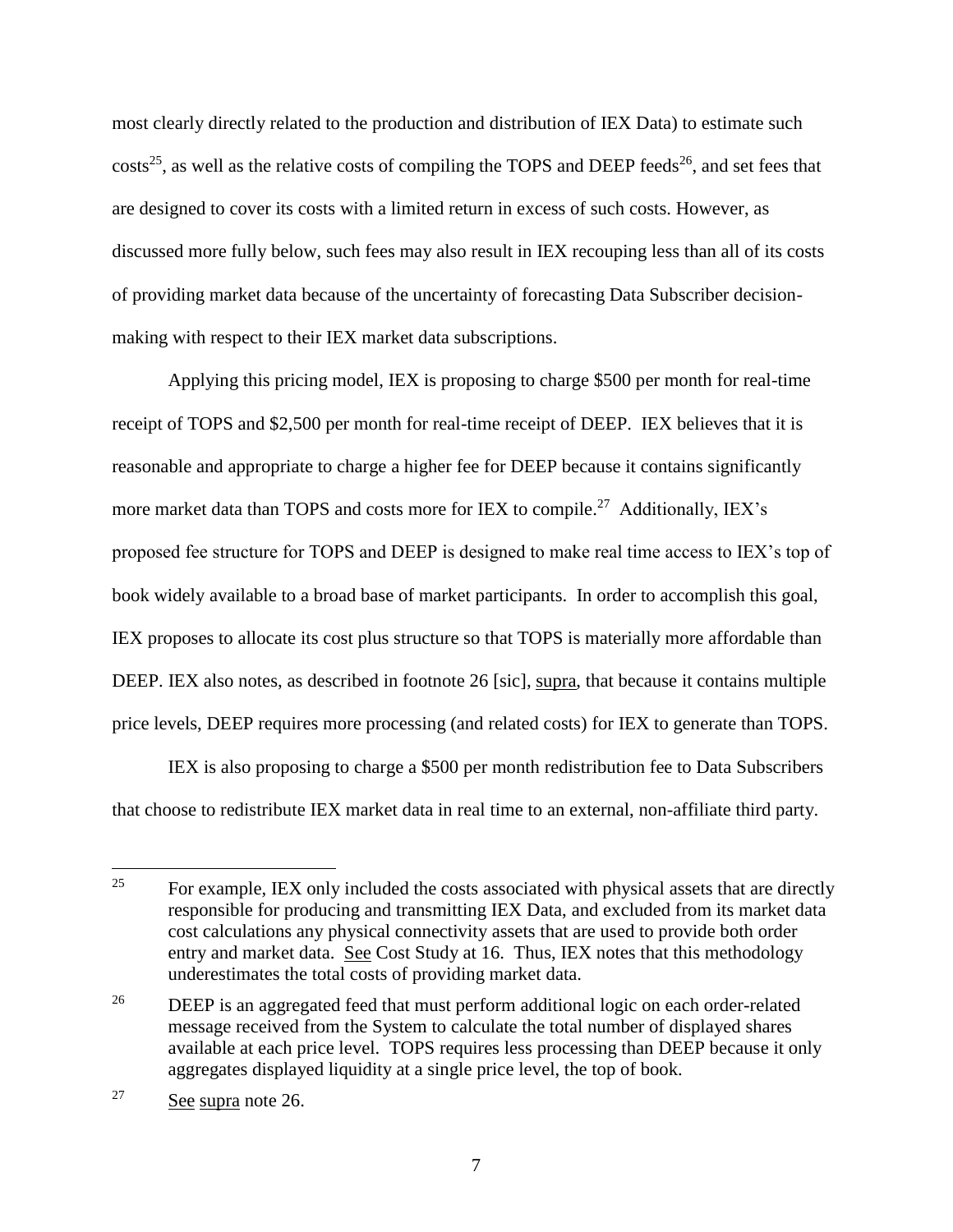most clearly directly related to the production and distribution of IEX Data) to estimate such costs[25], as well as the relative costs of compiling the TOPS and DEEP feeds[26], and set fees that are designed to cover its costs with a limited return in excess of such costs. However, as discussed more fully below, such fees may also result in IEX recouping less than all of its costs of providing market data because of the uncertainty of forecasting Data Subscriber decision-making with respect to their IEX market data subscriptions.

Applying this pricing model, IEX is proposing to charge $500 per month for real-time receipt of TOPS and $2,500 per month for real-time receipt of DEEP. IEX believes that it is reasonable and appropriate to charge a higher fee for DEEP because it contains significantly more market data than TOPS and costs more for IEX to compile.[27] Additionally, IEX's proposed fee structure for TOPS and DEEP is designed to make real time access to IEX's top of book widely available to a broad base of market participants. In order to accomplish this goal, IEX proposes to allocate its cost plus structure so that TOPS is materially more affordable than DEEP. IEX also notes, as described in footnote 26 [sic], supra, that because it contains multiple price levels, DEEP requires more processing (and related costs) for IEX to generate than TOPS.

IEX is also proposing to charge a $500 per month redistribution fee to Data Subscribers that choose to redistribute IEX market data in real time to an external, non-affiliate third party.

---

[25] For example, IEX only included the costs associated with physical assets that are directly responsible for producing and transmitting IEX Data, and excluded from its market data cost calculations any physical connectivity assets that are used to provide both order entry and market data. See Cost Study at 16. Thus, IEX notes that this methodology underestimates the total costs of providing market data.

[26] DEEP is an aggregated feed that must perform additional logic on each order-related message received from the System to calculate the total number of displayed shares available at each price level. TOPS requires less processing than DEEP because it only aggregates displayed liquidity at a single price level, the top of book.

[27] See supra note 26.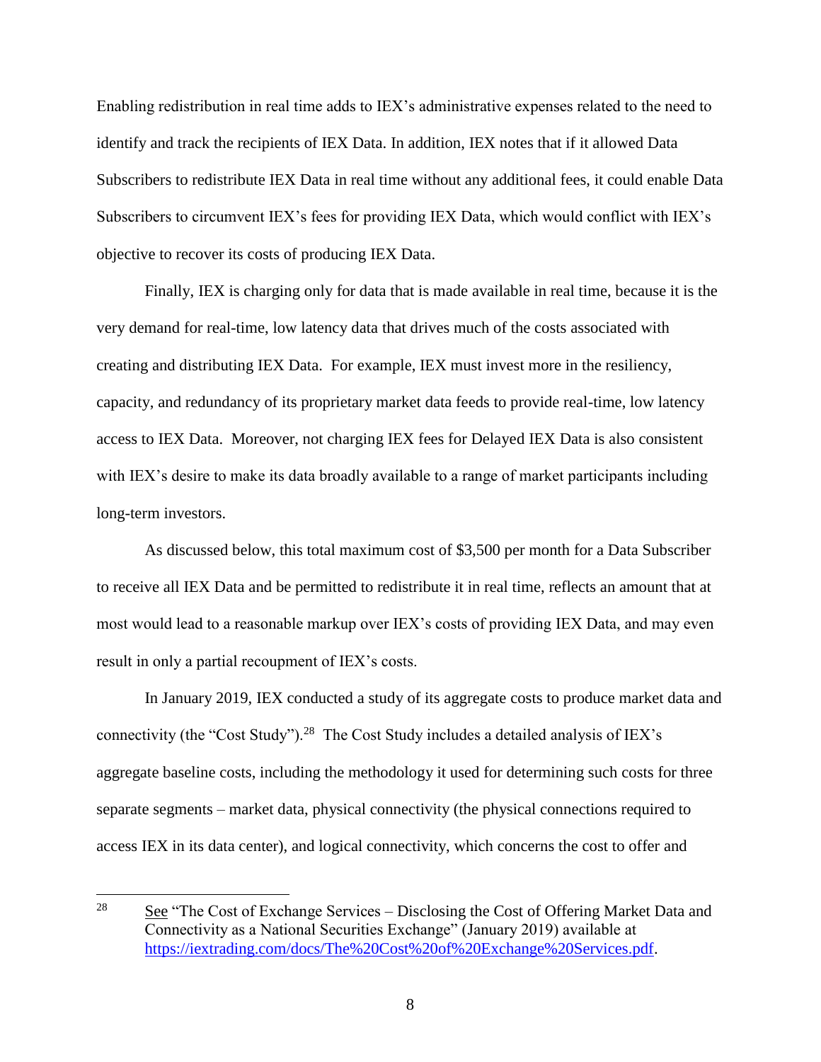Enabling redistribution in real time adds to IEX's administrative expenses related to the need to identify and track the recipients of IEX Data. In addition, IEX notes that if it allowed Data Subscribers to redistribute IEX Data in real time without any additional fees, it could enable Data Subscribers to circumvent IEX's fees for providing IEX Data, which would conflict with IEX's objective to recover its costs of producing IEX Data.

Finally, IEX is charging only for data that is made available in real time, because it is the very demand for real-time, low latency data that drives much of the costs associated with creating and distributing IEX Data. For example, IEX must invest more in the resiliency, capacity, and redundancy of its proprietary market data feeds to provide real-time, low latency access to IEX Data. Moreover, not charging IEX fees for Delayed IEX Data is also consistent with IEX's desire to make its data broadly available to a range of market participants including long-term investors.

As discussed below, this total maximum cost of $3,500 per month for a Data Subscriber to receive all IEX Data and be permitted to redistribute it in real time, reflects an amount that at most would lead to a reasonable markup over IEX's costs of providing IEX Data, and may even result in only a partial recoupment of IEX's costs.

In January 2019, IEX conducted a study of its aggregate costs to produce market data and connectivity (the "Cost Study").[28] The Cost Study includes a detailed analysis of IEX's aggregate baseline costs, including the methodology it used for determining such costs for three separate segments – market data, physical connectivity (the physical connections required to access IEX in its data center), and logical connectivity, which concerns the cost to offer and

---

[28] See "The Cost of Exchange Services – Disclosing the Cost of Offering Market Data and Connectivity as a National Securities Exchange" (January 2019) available at https://iextrading.com/docs/The%20Cost%20of%20Exchange%20Services.pdf.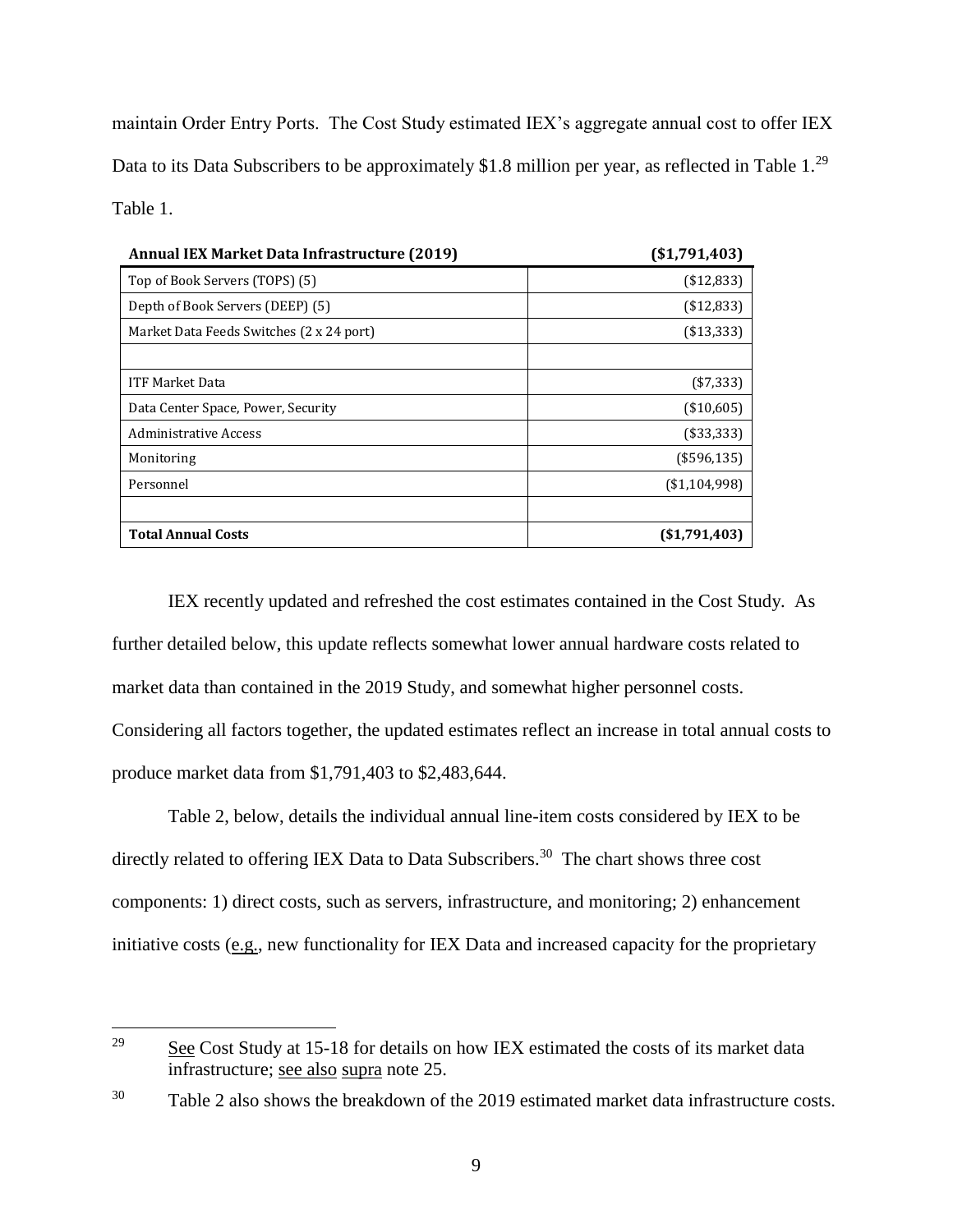maintain Order Entry Ports. The Cost Study estimated IEX's aggregate annual cost to offer IEX Data to its Data Subscribers to be approximately $1.8 million per year, as reflected in Table 1.[29]

Table 1.

| **Annual IEX Market Data Infrastructure (2019)** | **($1,791,403)** |
|---|---|
| Top of Book Servers (TOPS) (5) | ($12,833) |
| Depth of Book Servers (DEEP) (5) | ($12,833) |
| Market Data Feeds Switches (2 x 24 port) | ($13,333) |
| | |
| ITF Market Data | ($7,333) |
| Data Center Space, Power, Security | ($10,605) |
| Administrative Access | ($33,333) |
| Monitoring | ($596,135) |
| Personnel | ($1,104,998) |
| | |
| **Total Annual Costs** | **($1,791,403)** |

IEX recently updated and refreshed the cost estimates contained in the Cost Study. As further detailed below, this update reflects somewhat lower annual hardware costs related to market data than contained in the 2019 Study, and somewhat higher personnel costs. Considering all factors together, the updated estimates reflect an increase in total annual costs to produce market data from $1,791,403 to $2,483,644.

Table 2, below, details the individual annual line-item costs considered by IEX to be directly related to offering IEX Data to Data Subscribers.[30] The chart shows three cost components: 1) direct costs, such as servers, infrastructure, and monitoring; 2) enhancement initiative costs (e.g., new functionality for IEX Data and increased capacity for the proprietary

---

[29] See Cost Study at 15-18 for details on how IEX estimated the costs of its market data infrastructure; see also supra note 25.

[30] Table 2 also shows the breakdown of the 2019 estimated market data infrastructure costs.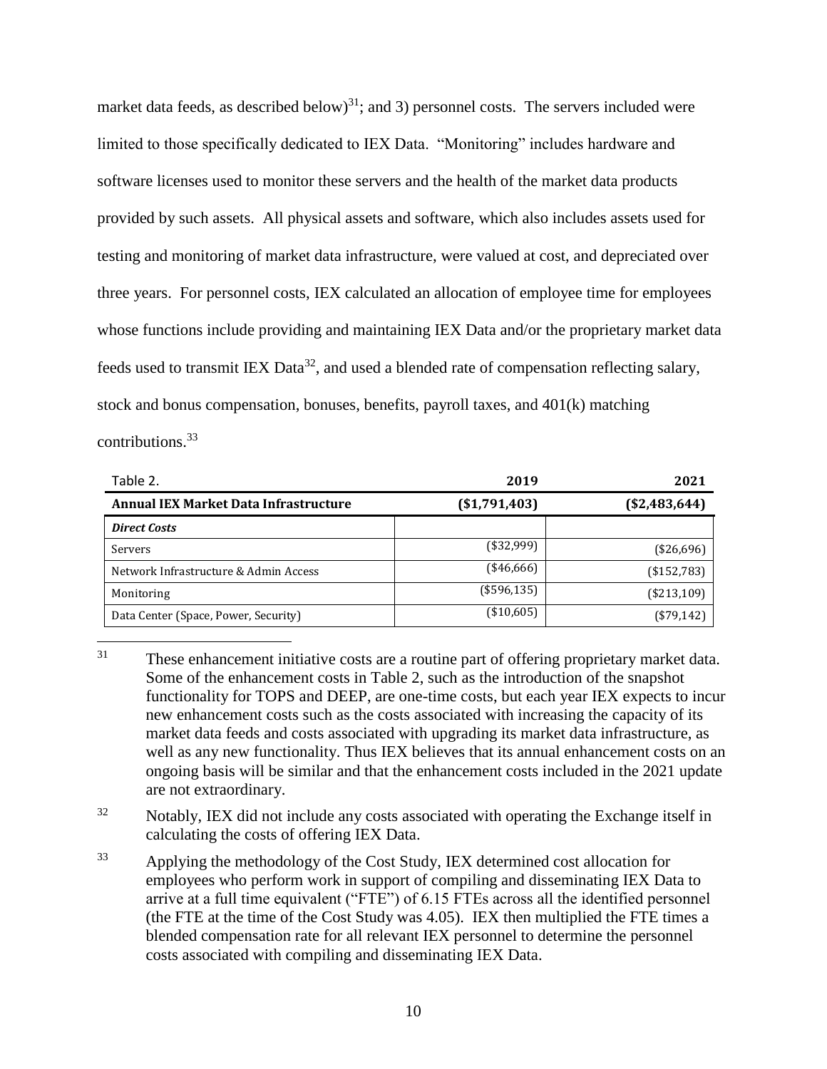market data feeds, as described below)[31]; and 3) personnel costs. The servers included were limited to those specifically dedicated to IEX Data. "Monitoring" includes hardware and software licenses used to monitor these servers and the health of the market data products provided by such assets. All physical assets and software, which also includes assets used for testing and monitoring of market data infrastructure, were valued at cost, and depreciated over three years. For personnel costs, IEX calculated an allocation of employee time for employees whose functions include providing and maintaining IEX Data and/or the proprietary market data feeds used to transmit IEX Data[32], and used a blended rate of compensation reflecting salary, stock and bonus compensation, bonuses, benefits, payroll taxes, and 401(k) matching contributions.[33]

| Table 2. | 2019 | 2021 |
|---|---|---|
| **Annual IEX Market Data Infrastructure** | **($1,791,403)** | **($2,483,644)** |
| ***Direct Costs*** | | |
| Servers | ($32,999) | ($26,696) |
| Network Infrastructure & Admin Access | ($46,666) | ($152,783) |
| Monitoring | ($596,135) | ($213,109) |
| Data Center (Space, Power, Security) | ($10,605) | ($79,142) |

[31] These enhancement initiative costs are a routine part of offering proprietary market data. Some of the enhancement costs in Table 2, such as the introduction of the snapshot functionality for TOPS and DEEP, are one-time costs, but each year IEX expects to incur new enhancement costs such as the costs associated with increasing the capacity of its market data feeds and costs associated with upgrading its market data infrastructure, as well as any new functionality. Thus IEX believes that its annual enhancement costs on an ongoing basis will be similar and that the enhancement costs included in the 2021 update are not extraordinary.

[32] Notably, IEX did not include any costs associated with operating the Exchange itself in calculating the costs of offering IEX Data.

[33] Applying the methodology of the Cost Study, IEX determined cost allocation for employees who perform work in support of compiling and disseminating IEX Data to arrive at a full time equivalent ("FTE") of 6.15 FTEs across all the identified personnel (the FTE at the time of the Cost Study was 4.05). IEX then multiplied the FTE times a blended compensation rate for all relevant IEX personnel to determine the personnel costs associated with compiling and disseminating IEX Data.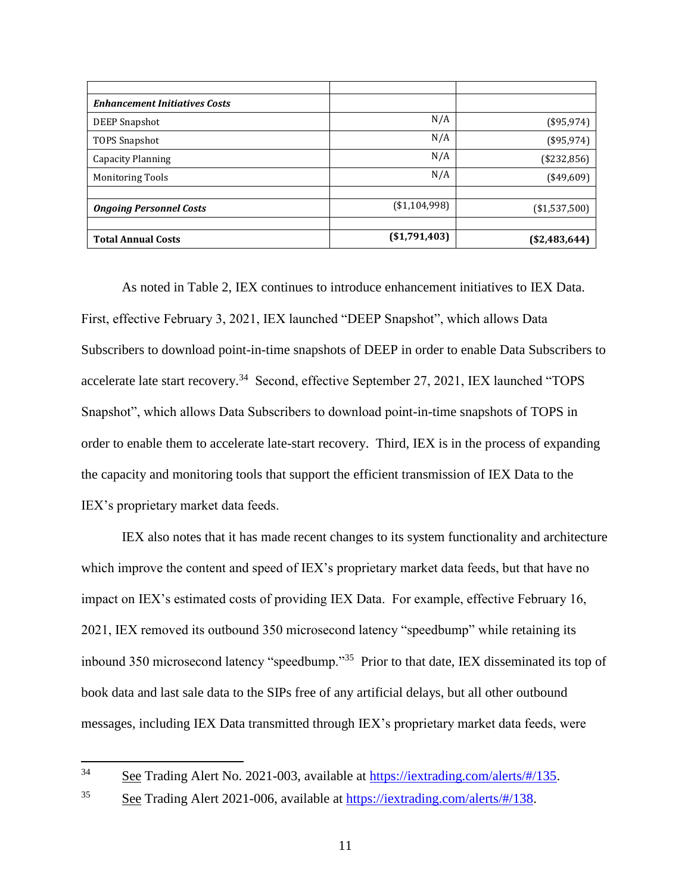| | | |
|---|---|---|
| ***Enhancement Initiatives Costs*** | | |
| DEEP Snapshot | N/A | ($95,974) |
| TOPS Snapshot | N/A | ($95,974) |
| Capacity Planning | N/A | ($232,856) |
| Monitoring Tools | N/A | ($49,609) |
| | | |
| ***Ongoing Personnel Costs*** | ($1,104,998) | ($1,537,500) |
| | | |
| **Total Annual Costs** | **($1,791,403)** | **($2,483,644)** |

As noted in Table 2, IEX continues to introduce enhancement initiatives to IEX Data. First, effective February 3, 2021, IEX launched "DEEP Snapshot", which allows Data Subscribers to download point-in-time snapshots of DEEP in order to enable Data Subscribers to accelerate late start recovery.[34] Second, effective September 27, 2021, IEX launched "TOPS Snapshot", which allows Data Subscribers to download point-in-time snapshots of TOPS in order to enable them to accelerate late-start recovery. Third, IEX is in the process of expanding the capacity and monitoring tools that support the efficient transmission of IEX Data to the IEX's proprietary market data feeds.

IEX also notes that it has made recent changes to its system functionality and architecture which improve the content and speed of IEX's proprietary market data feeds, but that have no impact on IEX's estimated costs of providing IEX Data. For example, effective February 16, 2021, IEX removed its outbound 350 microsecond latency "speedbump" while retaining its inbound 350 microsecond latency "speedbump."[35] Prior to that date, IEX disseminated its top of book data and last sale data to the SIPs free of any artificial delays, but all other outbound messages, including IEX Data transmitted through IEX's proprietary market data feeds, were

---

[34] See Trading Alert No. 2021-003, available at https://iextrading.com/alerts/#/135.

[35] See Trading Alert 2021-006, available at https://iextrading.com/alerts/#/138.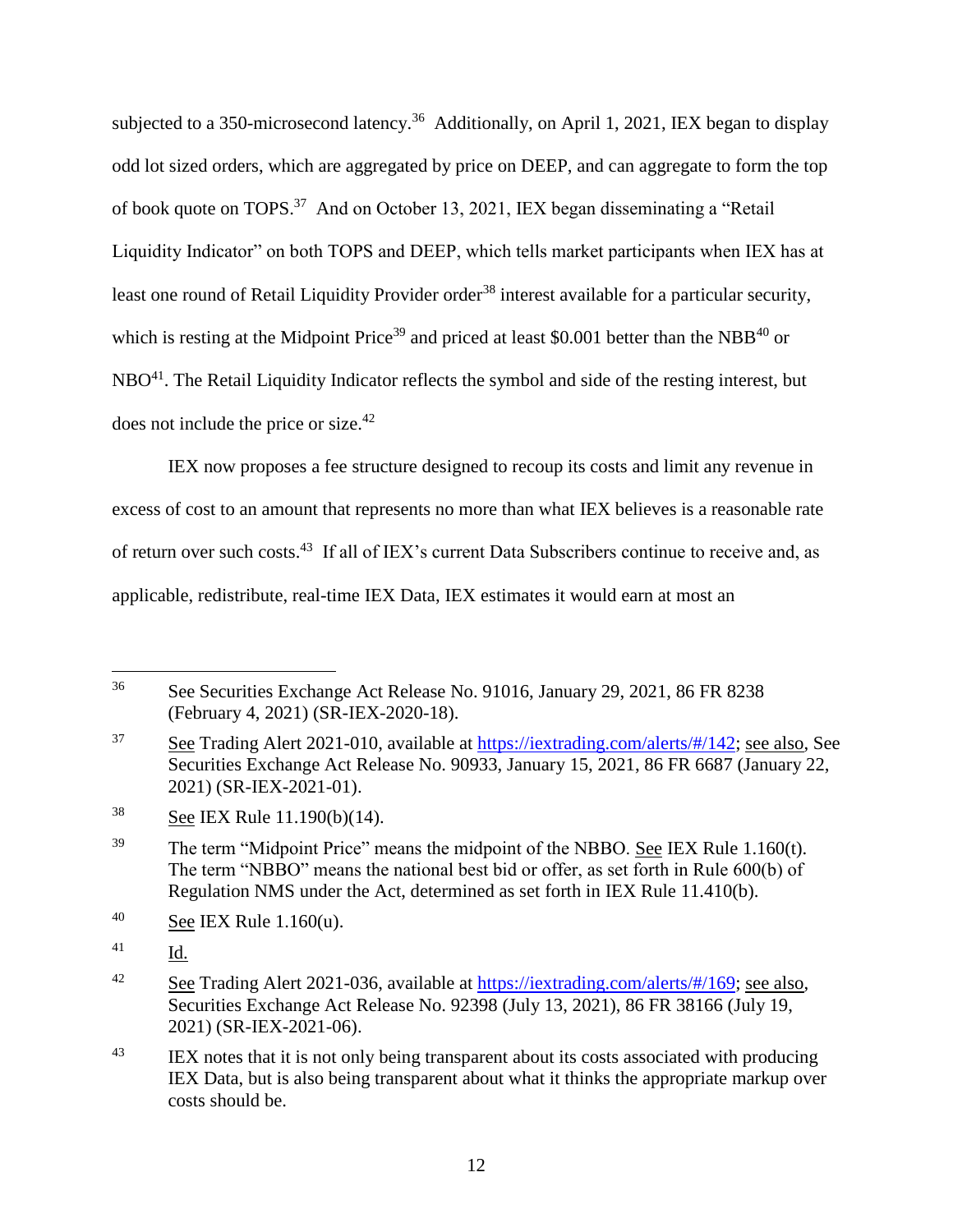subjected to a 350-microsecond latency.[36] Additionally, on April 1, 2021, IEX began to display odd lot sized orders, which are aggregated by price on DEEP, and can aggregate to form the top of book quote on TOPS.[37] And on October 13, 2021, IEX began disseminating a "Retail Liquidity Indicator" on both TOPS and DEEP, which tells market participants when IEX has at least one round of Retail Liquidity Provider order[38] interest available for a particular security, which is resting at the Midpoint Price[39] and priced at least $0.001 better than the NBB[40] or NBO[41]. The Retail Liquidity Indicator reflects the symbol and side of the resting interest, but does not include the price or size.[42]

IEX now proposes a fee structure designed to recoup its costs and limit any revenue in excess of cost to an amount that represents no more than what IEX believes is a reasonable rate of return over such costs.[43] If all of IEX's current Data Subscribers continue to receive and, as applicable, redistribute, real-time IEX Data, IEX estimates it would earn at most an

---

[36] See Securities Exchange Act Release No. 91016, January 29, 2021, 86 FR 8238 (February 4, 2021) (SR-IEX-2020-18).

[37] See Trading Alert 2021-010, available at https://iextrading.com/alerts/#/142; see also, See Securities Exchange Act Release No. 90933, January 15, 2021, 86 FR 6687 (January 22, 2021) (SR-IEX-2021-01).

[38] See IEX Rule 11.190(b)(14).

[39] The term "Midpoint Price" means the midpoint of the NBBO. See IEX Rule 1.160(t). The term "NBBO" means the national best bid or offer, as set forth in Rule 600(b) of Regulation NMS under the Act, determined as set forth in IEX Rule 11.410(b).

[40] See IEX Rule 1.160(u).

[41] Id.

[42] See Trading Alert 2021-036, available at https://iextrading.com/alerts/#/169; see also, Securities Exchange Act Release No. 92398 (July 13, 2021), 86 FR 38166 (July 19, 2021) (SR-IEX-2021-06).

[43] IEX notes that it is not only being transparent about its costs associated with producing IEX Data, but is also being transparent about what it thinks the appropriate markup over costs should be.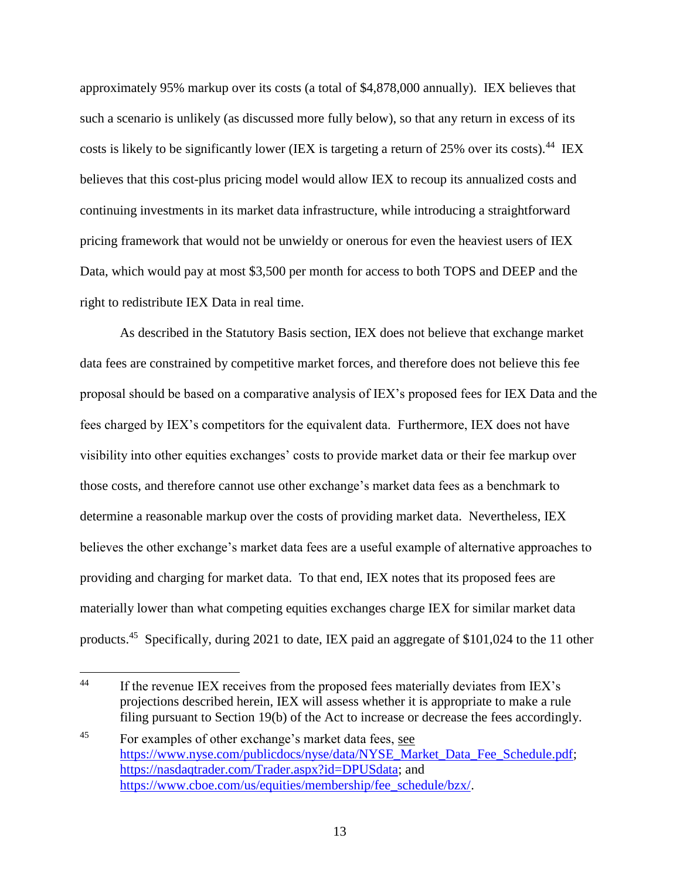approximately 95% markup over its costs (a total of $4,878,000 annually). IEX believes that such a scenario is unlikely (as discussed more fully below), so that any return in excess of its costs is likely to be significantly lower (IEX is targeting a return of 25% over its costs).[44] IEX believes that this cost-plus pricing model would allow IEX to recoup its annualized costs and continuing investments in its market data infrastructure, while introducing a straightforward pricing framework that would not be unwieldy or onerous for even the heaviest users of IEX Data, which would pay at most $3,500 per month for access to both TOPS and DEEP and the right to redistribute IEX Data in real time.

As described in the Statutory Basis section, IEX does not believe that exchange market data fees are constrained by competitive market forces, and therefore does not believe this fee proposal should be based on a comparative analysis of IEX's proposed fees for IEX Data and the fees charged by IEX's competitors for the equivalent data. Furthermore, IEX does not have visibility into other equities exchanges' costs to provide market data or their fee markup over those costs, and therefore cannot use other exchange's market data fees as a benchmark to determine a reasonable markup over the costs of providing market data. Nevertheless, IEX believes the other exchange's market data fees are a useful example of alternative approaches to providing and charging for market data. To that end, IEX notes that its proposed fees are materially lower than what competing equities exchanges charge IEX for similar market data products.[45] Specifically, during 2021 to date, IEX paid an aggregate of $101,024 to the 11 other

---

[44] If the revenue IEX receives from the proposed fees materially deviates from IEX's projections described herein, IEX will assess whether it is appropriate to make a rule filing pursuant to Section 19(b) of the Act to increase or decrease the fees accordingly.

[45] For examples of other exchange's market data fees, see https://www.nyse.com/publicdocs/nyse/data/NYSE_Market_Data_Fee_Schedule.pdf; https://nasdaqtrader.com/Trader.aspx?id=DPUSdata; and https://www.cboe.com/us/equities/membership/fee_schedule/bzx/.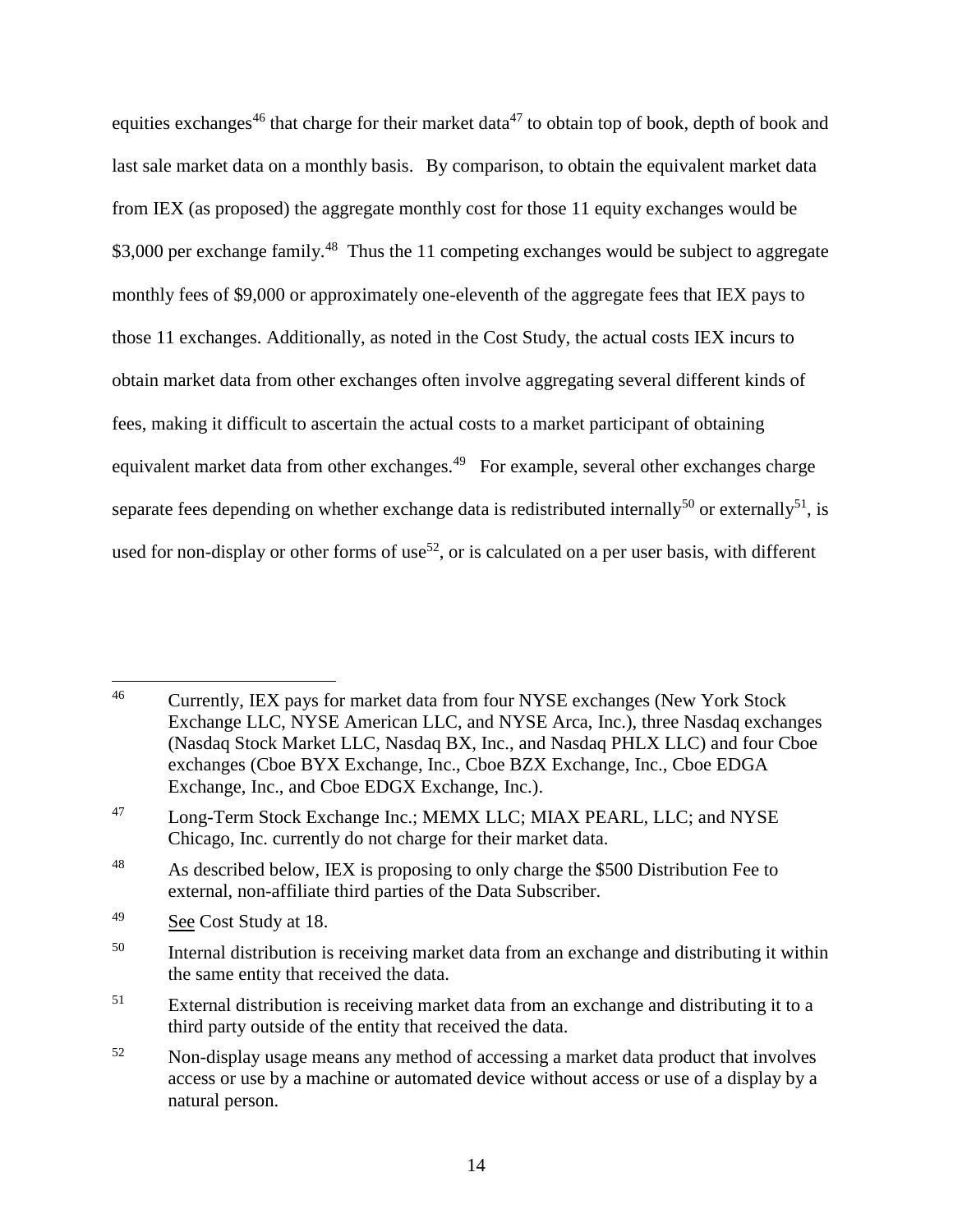equities exchanges[46] that charge for their market data[47] to obtain top of book, depth of book and last sale market data on a monthly basis. By comparison, to obtain the equivalent market data from IEX (as proposed) the aggregate monthly cost for those 11 equity exchanges would be $3,000 per exchange family.[48] Thus the 11 competing exchanges would be subject to aggregate monthly fees of $9,000 or approximately one-eleventh of the aggregate fees that IEX pays to those 11 exchanges. Additionally, as noted in the Cost Study, the actual costs IEX incurs to obtain market data from other exchanges often involve aggregating several different kinds of fees, making it difficult to ascertain the actual costs to a market participant of obtaining equivalent market data from other exchanges.[49] For example, several other exchanges charge separate fees depending on whether exchange data is redistributed internally[50] or externally[51], is used for non-display or other forms of use[52], or is calculated on a per user basis, with different

---

[46] Currently, IEX pays for market data from four NYSE exchanges (New York Stock Exchange LLC, NYSE American LLC, and NYSE Arca, Inc.), three Nasdaq exchanges (Nasdaq Stock Market LLC, Nasdaq BX, Inc., and Nasdaq PHLX LLC) and four Cboe exchanges (Cboe BYX Exchange, Inc., Cboe BZX Exchange, Inc., Cboe EDGA Exchange, Inc., and Cboe EDGX Exchange, Inc.).

[47] Long-Term Stock Exchange Inc.; MEMX LLC; MIAX PEARL, LLC; and NYSE Chicago, Inc. currently do not charge for their market data.

[48] As described below, IEX is proposing to only charge the $500 Distribution Fee to external, non-affiliate third parties of the Data Subscriber.

[49] See Cost Study at 18.

[50] Internal distribution is receiving market data from an exchange and distributing it within the same entity that received the data.

[51] External distribution is receiving market data from an exchange and distributing it to a third party outside of the entity that received the data.

[52] Non-display usage means any method of accessing a market data product that involves access or use by a machine or automated device without access or use of a display by a natural person.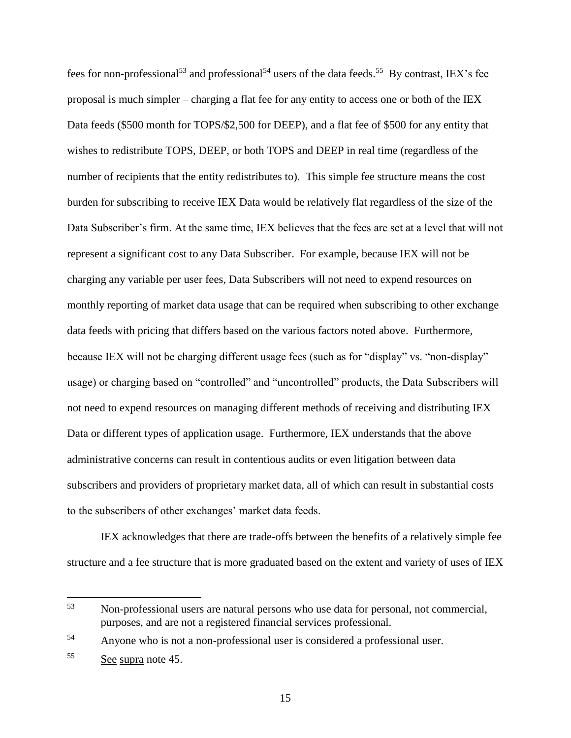fees for non-professional[53] and professional[54] users of the data feeds.[55] By contrast, IEX's fee proposal is much simpler – charging a flat fee for any entity to access one or both of the IEX Data feeds ($500 month for TOPS/$2,500 for DEEP), and a flat fee of $500 for any entity that wishes to redistribute TOPS, DEEP, or both TOPS and DEEP in real time (regardless of the number of recipients that the entity redistributes to). This simple fee structure means the cost burden for subscribing to receive IEX Data would be relatively flat regardless of the size of the Data Subscriber's firm. At the same time, IEX believes that the fees are set at a level that will not represent a significant cost to any Data Subscriber. For example, because IEX will not be charging any variable per user fees, Data Subscribers will not need to expend resources on monthly reporting of market data usage that can be required when subscribing to other exchange data feeds with pricing that differs based on the various factors noted above. Furthermore, because IEX will not be charging different usage fees (such as for "display" vs. "non-display" usage) or charging based on "controlled" and "uncontrolled" products, the Data Subscribers will not need to expend resources on managing different methods of receiving and distributing IEX Data or different types of application usage. Furthermore, IEX understands that the above administrative concerns can result in contentious audits or even litigation between data subscribers and providers of proprietary market data, all of which can result in substantial costs to the subscribers of other exchanges' market data feeds.

IEX acknowledges that there are trade-offs between the benefits of a relatively simple fee structure and a fee structure that is more graduated based on the extent and variety of uses of IEX

---

[53] Non-professional users are natural persons who use data for personal, not commercial, purposes, and are not a registered financial services professional.

[54] Anyone who is not a non-professional user is considered a professional user.

[55] See supra note 45.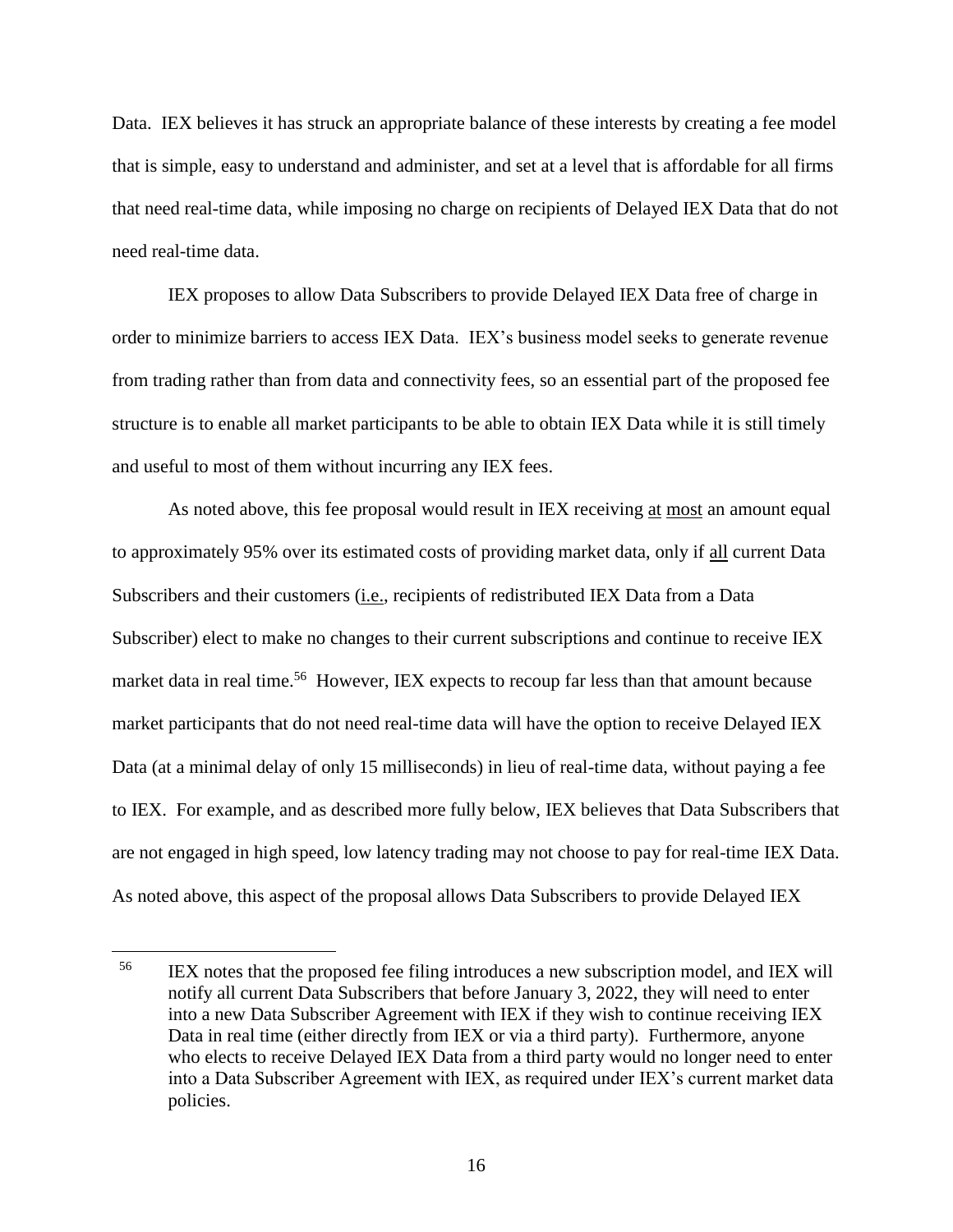Data. IEX believes it has struck an appropriate balance of these interests by creating a fee model that is simple, easy to understand and administer, and set at a level that is affordable for all firms that need real-time data, while imposing no charge on recipients of Delayed IEX Data that do not need real-time data.

IEX proposes to allow Data Subscribers to provide Delayed IEX Data free of charge in order to minimize barriers to access IEX Data. IEX's business model seeks to generate revenue from trading rather than from data and connectivity fees, so an essential part of the proposed fee structure is to enable all market participants to be able to obtain IEX Data while it is still timely and useful to most of them without incurring any IEX fees.

As noted above, this fee proposal would result in IEX receiving at most an amount equal to approximately 95% over its estimated costs of providing market data, only if all current Data Subscribers and their customers (i.e., recipients of redistributed IEX Data from a Data Subscriber) elect to make no changes to their current subscriptions and continue to receive IEX market data in real time.[56] However, IEX expects to recoup far less than that amount because market participants that do not need real-time data will have the option to receive Delayed IEX Data (at a minimal delay of only 15 milliseconds) in lieu of real-time data, without paying a fee to IEX. For example, and as described more fully below, IEX believes that Data Subscribers that are not engaged in high speed, low latency trading may not choose to pay for real-time IEX Data. As noted above, this aspect of the proposal allows Data Subscribers to provide Delayed IEX

---

[56] IEX notes that the proposed fee filing introduces a new subscription model, and IEX will notify all current Data Subscribers that before January 3, 2022, they will need to enter into a new Data Subscriber Agreement with IEX if they wish to continue receiving IEX Data in real time (either directly from IEX or via a third party). Furthermore, anyone who elects to receive Delayed IEX Data from a third party would no longer need to enter into a Data Subscriber Agreement with IEX, as required under IEX's current market data policies.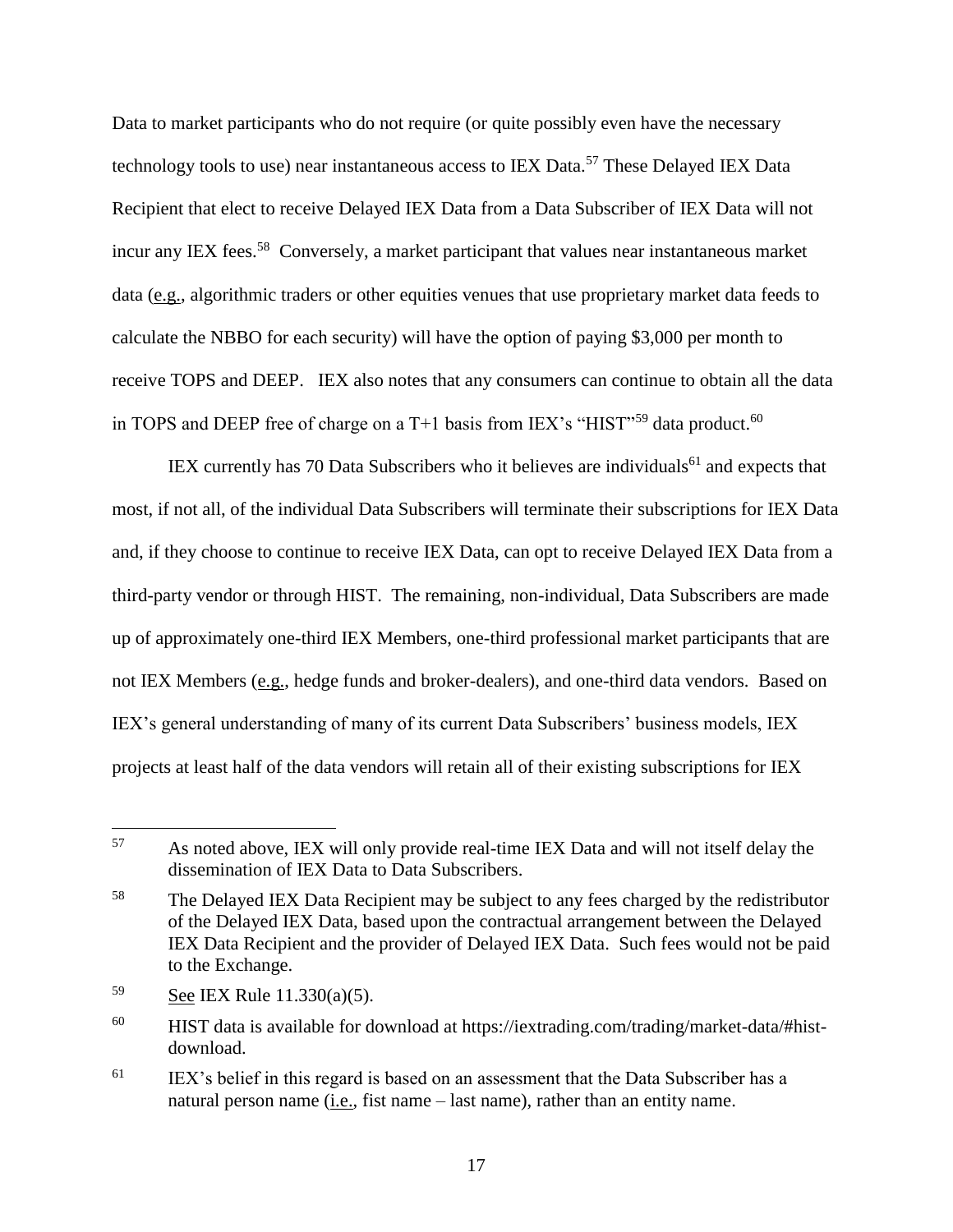Data to market participants who do not require (or quite possibly even have the necessary technology tools to use) near instantaneous access to IEX Data.[57] These Delayed IEX Data Recipient that elect to receive Delayed IEX Data from a Data Subscriber of IEX Data will not incur any IEX fees.[58] Conversely, a market participant that values near instantaneous market data (e.g., algorithmic traders or other equities venues that use proprietary market data feeds to calculate the NBBO for each security) will have the option of paying $3,000 per month to receive TOPS and DEEP. IEX also notes that any consumers can continue to obtain all the data in TOPS and DEEP free of charge on a T+1 basis from IEX's "HIST"[59] data product.[60]

IEX currently has 70 Data Subscribers who it believes are individuals[61] and expects that most, if not all, of the individual Data Subscribers will terminate their subscriptions for IEX Data and, if they choose to continue to receive IEX Data, can opt to receive Delayed IEX Data from a third-party vendor or through HIST. The remaining, non-individual, Data Subscribers are made up of approximately one-third IEX Members, one-third professional market participants that are not IEX Members (e.g., hedge funds and broker-dealers), and one-third data vendors. Based on IEX's general understanding of many of its current Data Subscribers' business models, IEX projects at least half of the data vendors will retain all of their existing subscriptions for IEX

---

[57] As noted above, IEX will only provide real-time IEX Data and will not itself delay the dissemination of IEX Data to Data Subscribers.

[58] The Delayed IEX Data Recipient may be subject to any fees charged by the redistributor of the Delayed IEX Data, based upon the contractual arrangement between the Delayed IEX Data Recipient and the provider of Delayed IEX Data. Such fees would not be paid to the Exchange.

[59] See IEX Rule 11.330(a)(5).

[60] HIST data is available for download at https://iextrading.com/trading/market-data/#hist-download.

[61] IEX's belief in this regard is based on an assessment that the Data Subscriber has a natural person name (i.e., fist name – last name), rather than an entity name.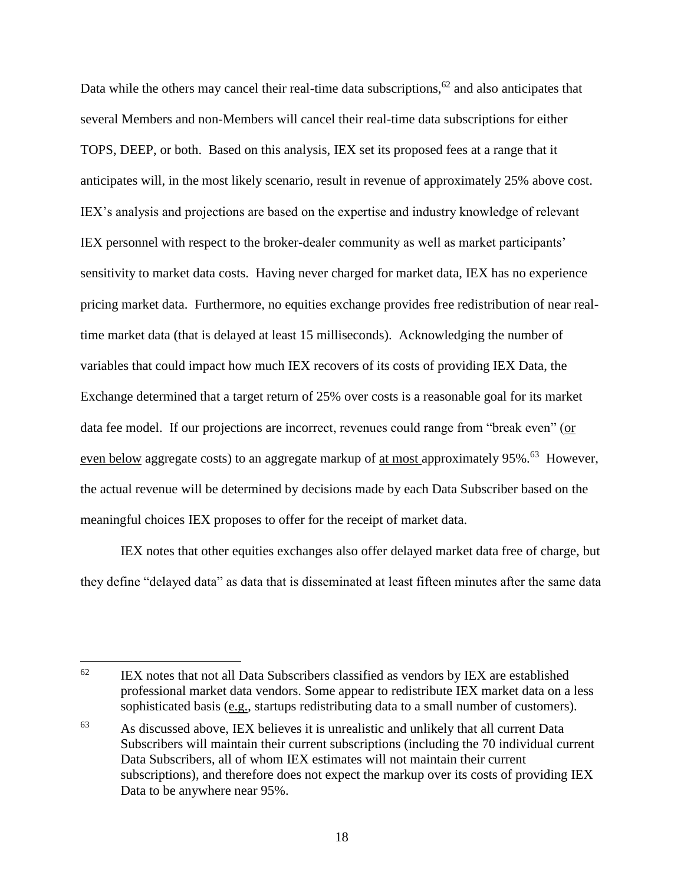Data while the others may cancel their real-time data subscriptions,[62] and also anticipates that several Members and non-Members will cancel their real-time data subscriptions for either TOPS, DEEP, or both. Based on this analysis, IEX set its proposed fees at a range that it anticipates will, in the most likely scenario, result in revenue of approximately 25% above cost. IEX's analysis and projections are based on the expertise and industry knowledge of relevant IEX personnel with respect to the broker-dealer community as well as market participants' sensitivity to market data costs. Having never charged for market data, IEX has no experience pricing market data. Furthermore, no equities exchange provides free redistribution of near real-time market data (that is delayed at least 15 milliseconds). Acknowledging the number of variables that could impact how much IEX recovers of its costs of providing IEX Data, the Exchange determined that a target return of 25% over costs is a reasonable goal for its market data fee model. If our projections are incorrect, revenues could range from "break even" (or even below aggregate costs) to an aggregate markup of at most approximately 95%.[63] However, the actual revenue will be determined by decisions made by each Data Subscriber based on the meaningful choices IEX proposes to offer for the receipt of market data.

IEX notes that other equities exchanges also offer delayed market data free of charge, but they define "delayed data" as data that is disseminated at least fifteen minutes after the same data

---

[62] IEX notes that not all Data Subscribers classified as vendors by IEX are established professional market data vendors. Some appear to redistribute IEX market data on a less sophisticated basis (e.g., startups redistributing data to a small number of customers).

[63] As discussed above, IEX believes it is unrealistic and unlikely that all current Data Subscribers will maintain their current subscriptions (including the 70 individual current Data Subscribers, all of whom IEX estimates will not maintain their current subscriptions), and therefore does not expect the markup over its costs of providing IEX Data to be anywhere near 95%.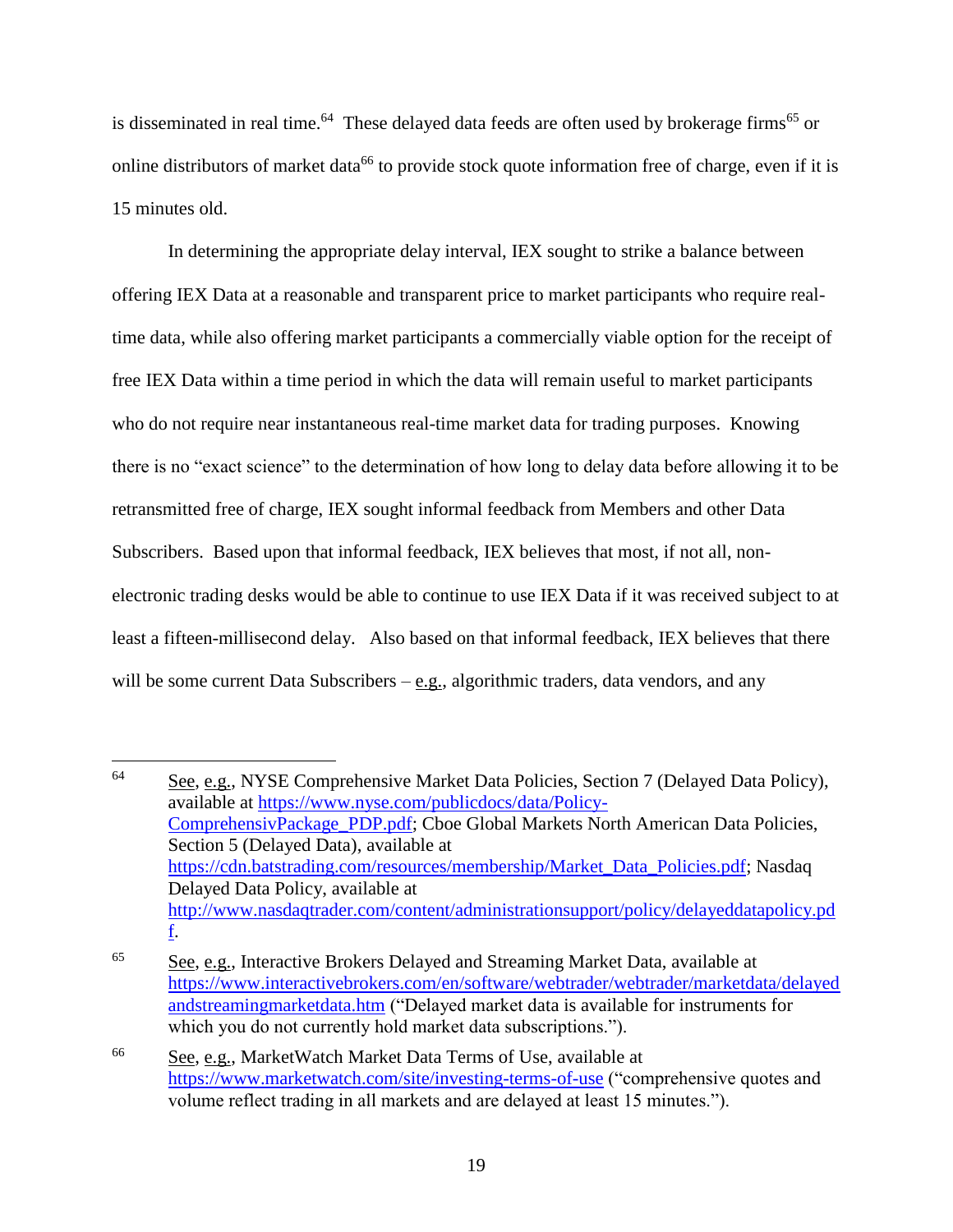is disseminated in real time.[64] These delayed data feeds are often used by brokerage firms[65] or online distributors of market data[66] to provide stock quote information free of charge, even if it is 15 minutes old.

In determining the appropriate delay interval, IEX sought to strike a balance between offering IEX Data at a reasonable and transparent price to market participants who require real-time data, while also offering market participants a commercially viable option for the receipt of free IEX Data within a time period in which the data will remain useful to market participants who do not require near instantaneous real-time market data for trading purposes. Knowing there is no "exact science" to the determination of how long to delay data before allowing it to be retransmitted free of charge, IEX sought informal feedback from Members and other Data Subscribers. Based upon that informal feedback, IEX believes that most, if not all, non-electronic trading desks would be able to continue to use IEX Data if it was received subject to at least a fifteen-millisecond delay. Also based on that informal feedback, IEX believes that there will be some current Data Subscribers – e.g., algorithmic traders, data vendors, and any

---

[64] See, e.g., NYSE Comprehensive Market Data Policies, Section 7 (Delayed Data Policy), available at https://www.nyse.com/publicdocs/data/Policy-ComprehensivPackage_PDP.pdf; Cboe Global Markets North American Data Policies, Section 5 (Delayed Data), available at https://cdn.batstrading.com/resources/membership/Market_Data_Policies.pdf; Nasdaq Delayed Data Policy, available at http://www.nasdaqtrader.com/content/administrationsupport/policy/delayeddatapolicy.pdf.

[65] See, e.g., Interactive Brokers Delayed and Streaming Market Data, available at https://www.interactivebrokers.com/en/software/webtrader/webtrader/marketdata/delayedandstreamingmarketdata.htm ("Delayed market data is available for instruments for which you do not currently hold market data subscriptions.").

[66] See, e.g., MarketWatch Market Data Terms of Use, available at https://www.marketwatch.com/site/investing-terms-of-use ("comprehensive quotes and volume reflect trading in all markets and are delayed at least 15 minutes.").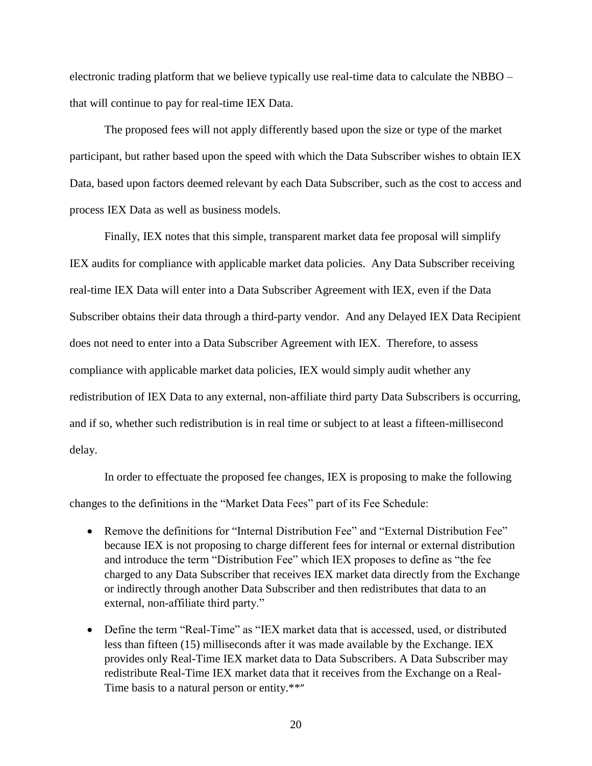electronic trading platform that we believe typically use real-time data to calculate the NBBO – that will continue to pay for real-time IEX Data.

The proposed fees will not apply differently based upon the size or type of the market participant, but rather based upon the speed with which the Data Subscriber wishes to obtain IEX Data, based upon factors deemed relevant by each Data Subscriber, such as the cost to access and process IEX Data as well as business models.

Finally, IEX notes that this simple, transparent market data fee proposal will simplify IEX audits for compliance with applicable market data policies. Any Data Subscriber receiving real-time IEX Data will enter into a Data Subscriber Agreement with IEX, even if the Data Subscriber obtains their data through a third-party vendor. And any Delayed IEX Data Recipient does not need to enter into a Data Subscriber Agreement with IEX. Therefore, to assess compliance with applicable market data policies, IEX would simply audit whether any redistribution of IEX Data to any external, non-affiliate third party Data Subscribers is occurring, and if so, whether such redistribution is in real time or subject to at least a fifteen-millisecond delay.

In order to effectuate the proposed fee changes, IEX is proposing to make the following changes to the definitions in the "Market Data Fees" part of its Fee Schedule:

- Remove the definitions for "Internal Distribution Fee" and "External Distribution Fee" because IEX is not proposing to charge different fees for internal or external distribution and introduce the term "Distribution Fee" which IEX proposes to define as "the fee charged to any Data Subscriber that receives IEX market data directly from the Exchange or indirectly through another Data Subscriber and then redistributes that data to an external, non-affiliate third party."
- Define the term "Real-Time" as "IEX market data that is accessed, used, or distributed less than fifteen (15) milliseconds after it was made available by the Exchange. IEX provides only Real-Time IEX market data to Data Subscribers. A Data Subscriber may redistribute Real-Time IEX market data that it receives from the Exchange on a Real-Time basis to a natural person or entity.**"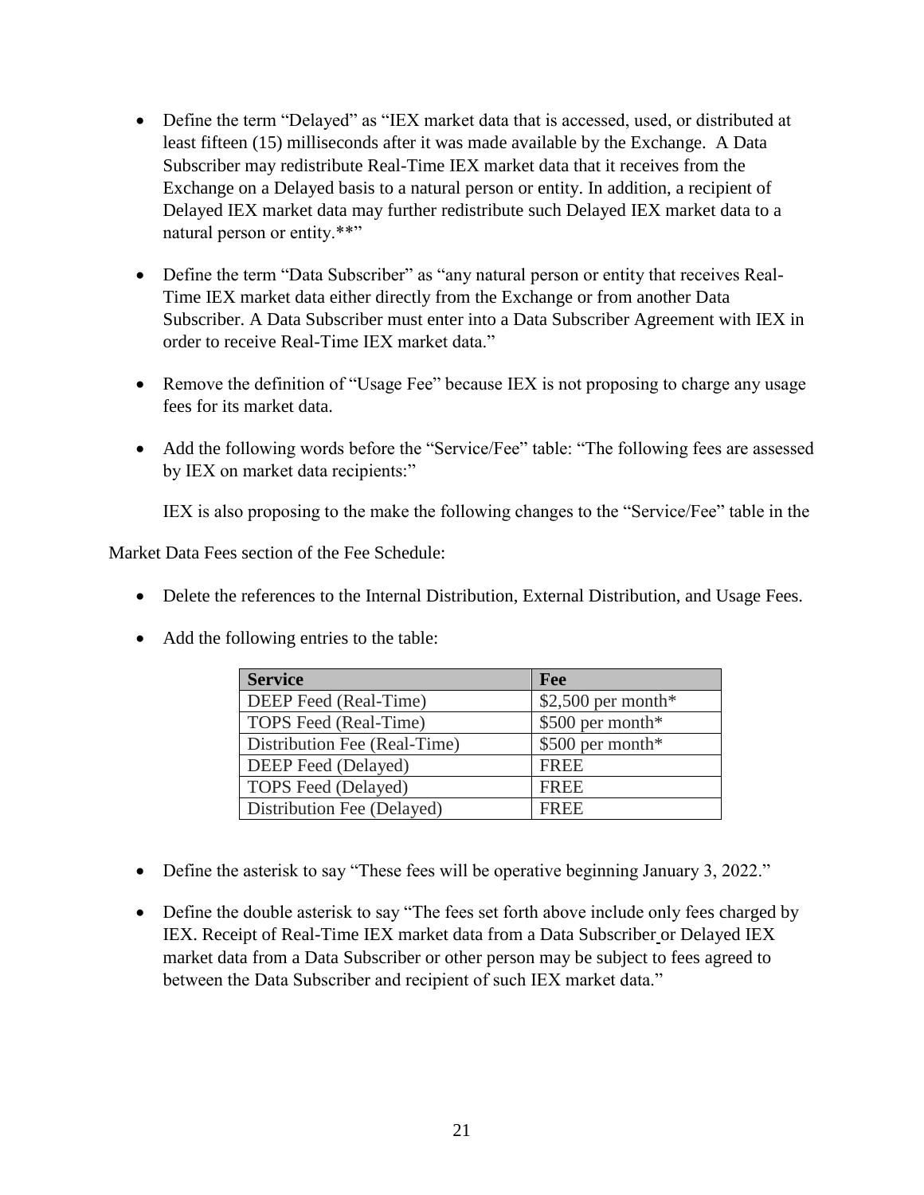- Define the term “Delayed” as “IEX market data that is accessed, used, or distributed at least fifteen (15) milliseconds after it was made available by the Exchange. A Data Subscriber may redistribute Real-Time IEX market data that it receives from the Exchange on a Delayed basis to a natural person or entity. In addition, a recipient of Delayed IEX market data may further redistribute such Delayed IEX market data to a natural person or entity.**”

- Define the term “Data Subscriber” as “any natural person or entity that receives Real-Time IEX market data either directly from the Exchange or from another Data Subscriber. A Data Subscriber must enter into a Data Subscriber Agreement with IEX in order to receive Real-Time IEX market data.”

- Remove the definition of “Usage Fee” because IEX is not proposing to charge any usage fees for its market data.

- Add the following words before the “Service/Fee” table: “The following fees are assessed by IEX on market data recipients:”

IEX is also proposing to the make the following changes to the “Service/Fee” table in the Market Data Fees section of the Fee Schedule:

- Delete the references to the Internal Distribution, External Distribution, and Usage Fees.

- Add the following entries to the table:

| **Service** | **Fee** |
|---|---|
| DEEP Feed (Real-Time) | $2,500 per month* |
| TOPS Feed (Real-Time) | $500 per month* |
| Distribution Fee (Real-Time) | $500 per month* |
| DEEP Feed (Delayed) | FREE |
| TOPS Feed (Delayed) | FREE |
| Distribution Fee (Delayed) | FREE |

- Define the asterisk to say “These fees will be operative beginning January 3, 2022.”

- Define the double asterisk to say “The fees set forth above include only fees charged by IEX. Receipt of Real-Time IEX market data from a Data Subscriber or Delayed IEX market data from a Data Subscriber or other person may be subject to fees agreed to between the Data Subscriber and recipient of such IEX market data.”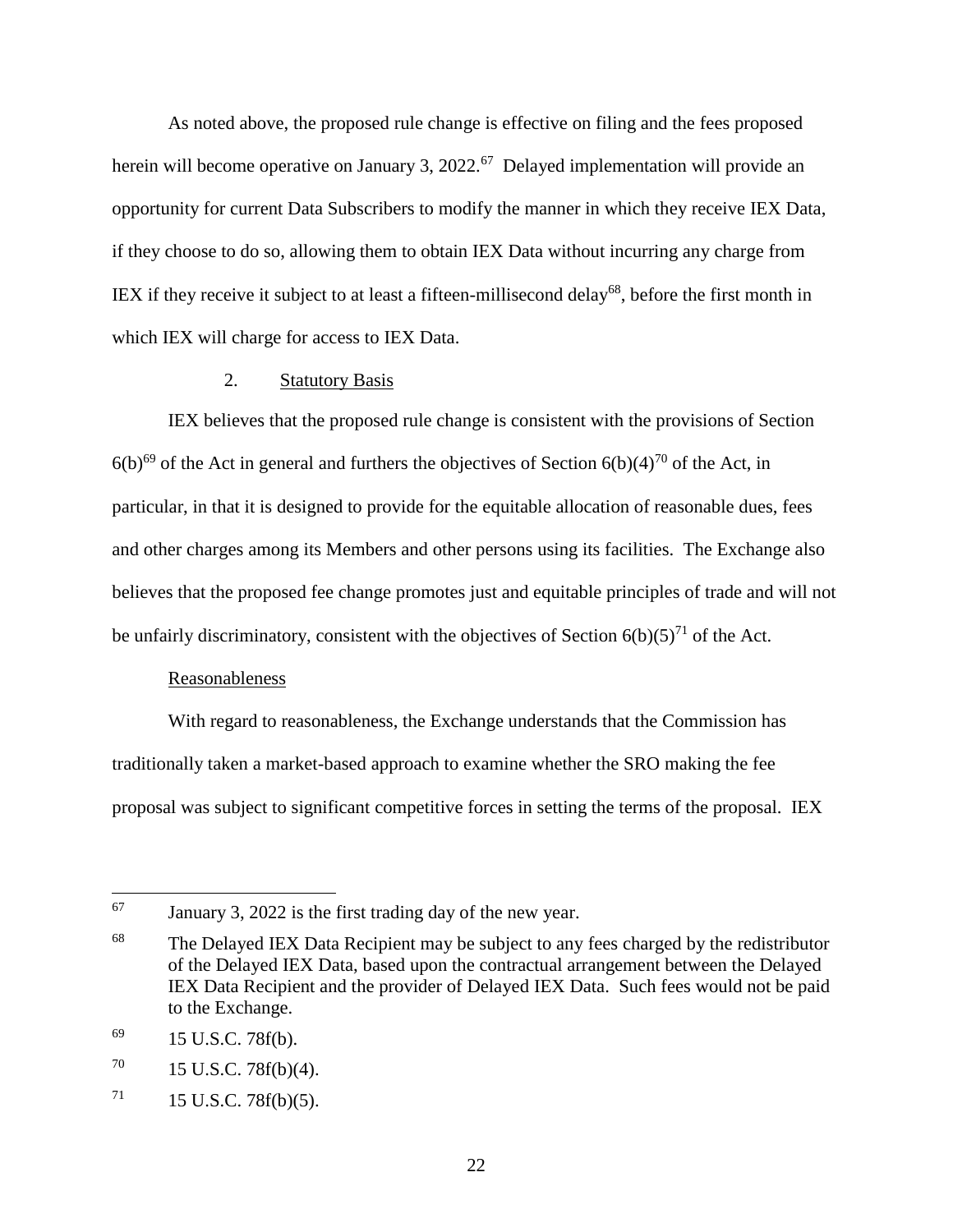As noted above, the proposed rule change is effective on filing and the fees proposed herein will become operative on January 3, 2022.[67] Delayed implementation will provide an opportunity for current Data Subscribers to modify the manner in which they receive IEX Data, if they choose to do so, allowing them to obtain IEX Data without incurring any charge from IEX if they receive it subject to at least a fifteen-millisecond delay[68], before the first month in which IEX will charge for access to IEX Data.

2. Statutory Basis

IEX believes that the proposed rule change is consistent with the provisions of Section 6(b)[69] of the Act in general and furthers the objectives of Section 6(b)(4)[70] of the Act, in particular, in that it is designed to provide for the equitable allocation of reasonable dues, fees and other charges among its Members and other persons using its facilities. The Exchange also believes that the proposed fee change promotes just and equitable principles of trade and will not be unfairly discriminatory, consistent with the objectives of Section 6(b)(5)[71] of the Act.

Reasonableness

With regard to reasonableness, the Exchange understands that the Commission has traditionally taken a market-based approach to examine whether the SRO making the fee proposal was subject to significant competitive forces in setting the terms of the proposal. IEX

---

[67] January 3, 2022 is the first trading day of the new year.

[68] The Delayed IEX Data Recipient may be subject to any fees charged by the redistributor of the Delayed IEX Data, based upon the contractual arrangement between the Delayed IEX Data Recipient and the provider of Delayed IEX Data. Such fees would not be paid to the Exchange.

[69] 15 U.S.C. 78f(b).

[70] 15 U.S.C. 78f(b)(4).

[71] 15 U.S.C. 78f(b)(5).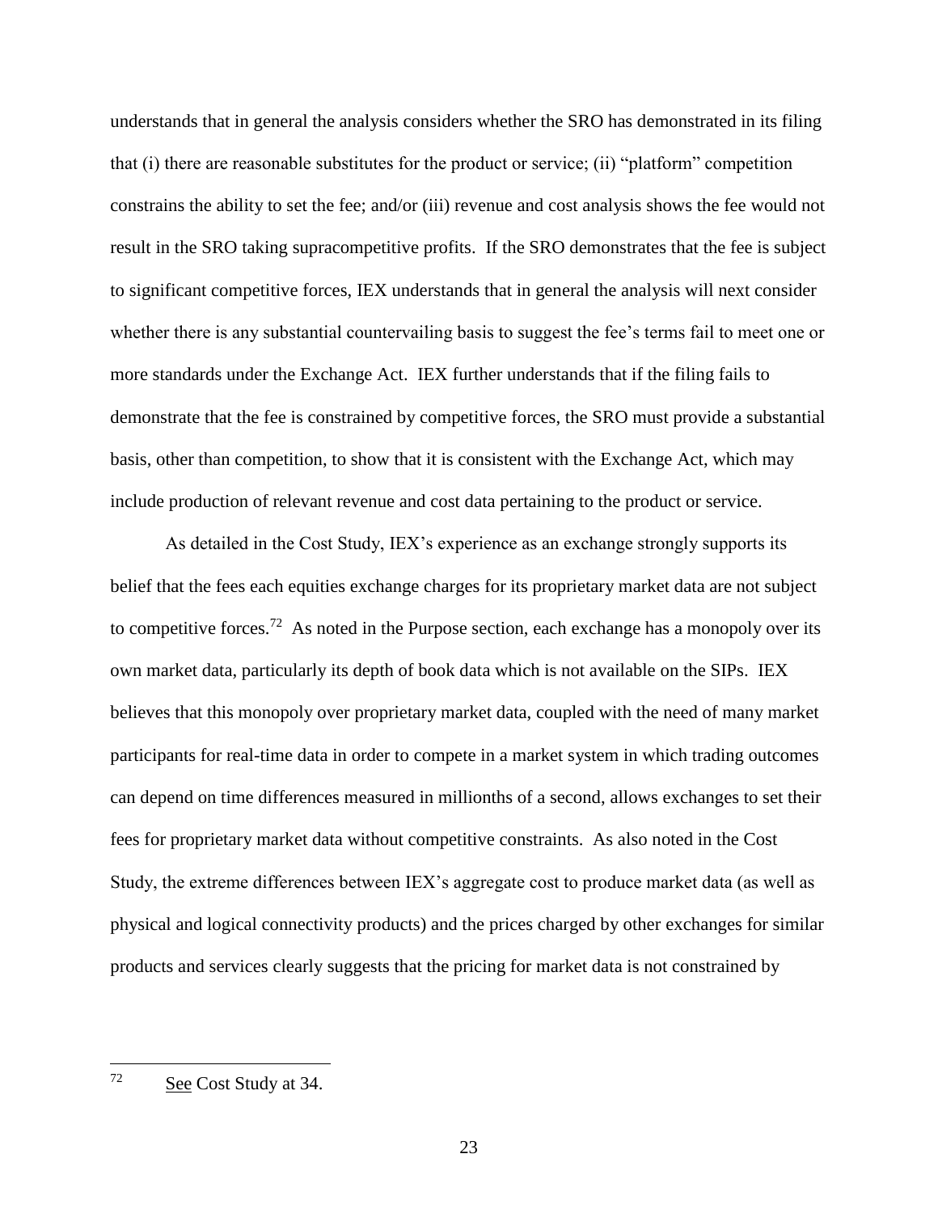understands that in general the analysis considers whether the SRO has demonstrated in its filing that (i) there are reasonable substitutes for the product or service; (ii) "platform" competition constrains the ability to set the fee; and/or (iii) revenue and cost analysis shows the fee would not result in the SRO taking supracompetitive profits. If the SRO demonstrates that the fee is subject to significant competitive forces, IEX understands that in general the analysis will next consider whether there is any substantial countervailing basis to suggest the fee's terms fail to meet one or more standards under the Exchange Act. IEX further understands that if the filing fails to demonstrate that the fee is constrained by competitive forces, the SRO must provide a substantial basis, other than competition, to show that it is consistent with the Exchange Act, which may include production of relevant revenue and cost data pertaining to the product or service.

As detailed in the Cost Study, IEX's experience as an exchange strongly supports its belief that the fees each equities exchange charges for its proprietary market data are not subject to competitive forces.[72] As noted in the Purpose section, each exchange has a monopoly over its own market data, particularly its depth of book data which is not available on the SIPs. IEX believes that this monopoly over proprietary market data, coupled with the need of many market participants for real-time data in order to compete in a market system in which trading outcomes can depend on time differences measured in millionths of a second, allows exchanges to set their fees for proprietary market data without competitive constraints. As also noted in the Cost Study, the extreme differences between IEX's aggregate cost to produce market data (as well as physical and logical connectivity products) and the prices charged by other exchanges for similar products and services clearly suggests that the pricing for market data is not constrained by

---

[72] See Cost Study at 34.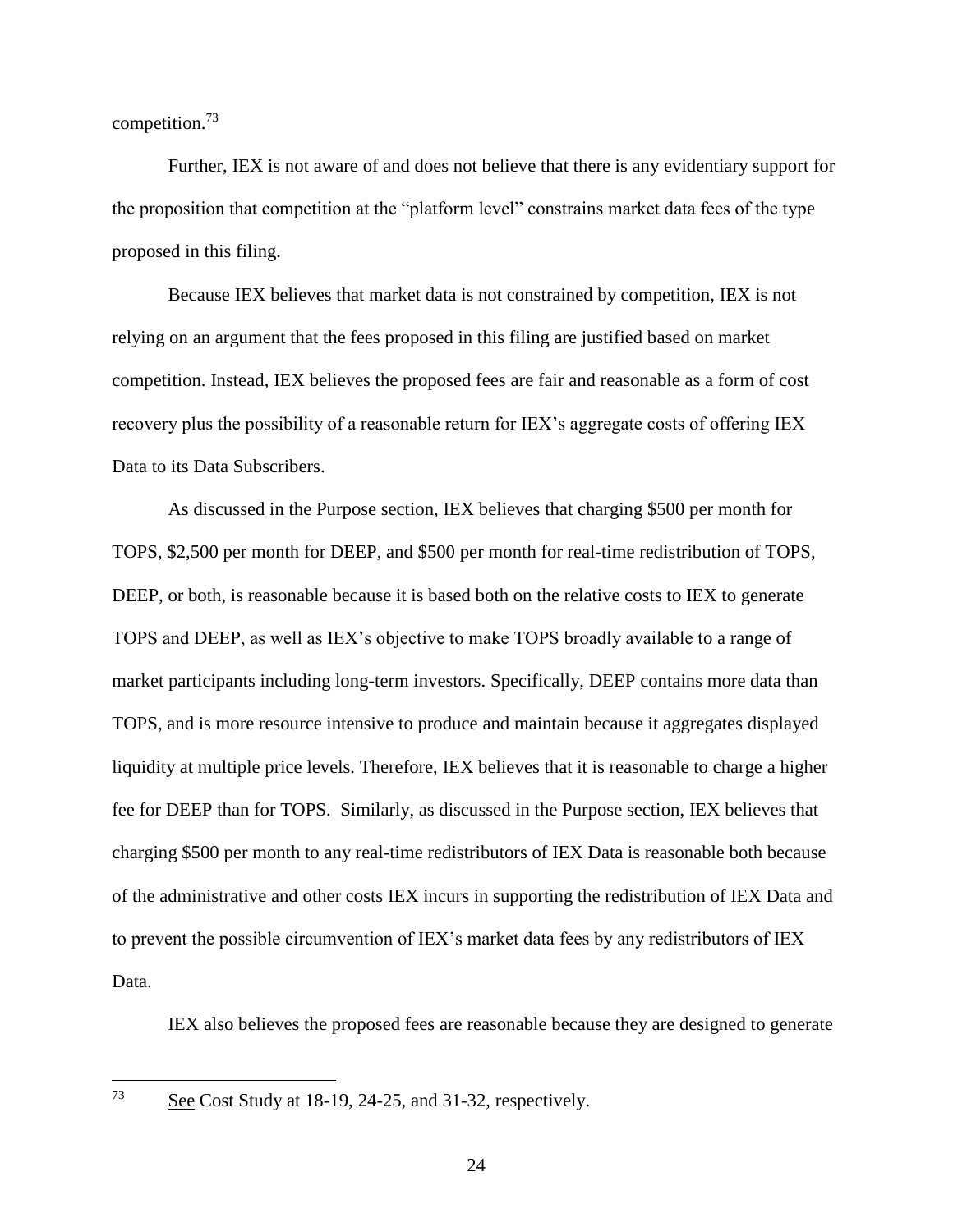competition.[73]

Further, IEX is not aware of and does not believe that there is any evidentiary support for the proposition that competition at the "platform level" constrains market data fees of the type proposed in this filing.

Because IEX believes that market data is not constrained by competition, IEX is not relying on an argument that the fees proposed in this filing are justified based on market competition. Instead, IEX believes the proposed fees are fair and reasonable as a form of cost recovery plus the possibility of a reasonable return for IEX's aggregate costs of offering IEX Data to its Data Subscribers.

As discussed in the Purpose section, IEX believes that charging $500 per month for TOPS, $2,500 per month for DEEP, and $500 per month for real-time redistribution of TOPS, DEEP, or both, is reasonable because it is based both on the relative costs to IEX to generate TOPS and DEEP, as well as IEX's objective to make TOPS broadly available to a range of market participants including long-term investors. Specifically, DEEP contains more data than TOPS, and is more resource intensive to produce and maintain because it aggregates displayed liquidity at multiple price levels. Therefore, IEX believes that it is reasonable to charge a higher fee for DEEP than for TOPS. Similarly, as discussed in the Purpose section, IEX believes that charging $500 per month to any real-time redistributors of IEX Data is reasonable both because of the administrative and other costs IEX incurs in supporting the redistribution of IEX Data and to prevent the possible circumvention of IEX's market data fees by any redistributors of IEX Data.

IEX also believes the proposed fees are reasonable because they are designed to generate

---

[73] See Cost Study at 18-19, 24-25, and 31-32, respectively.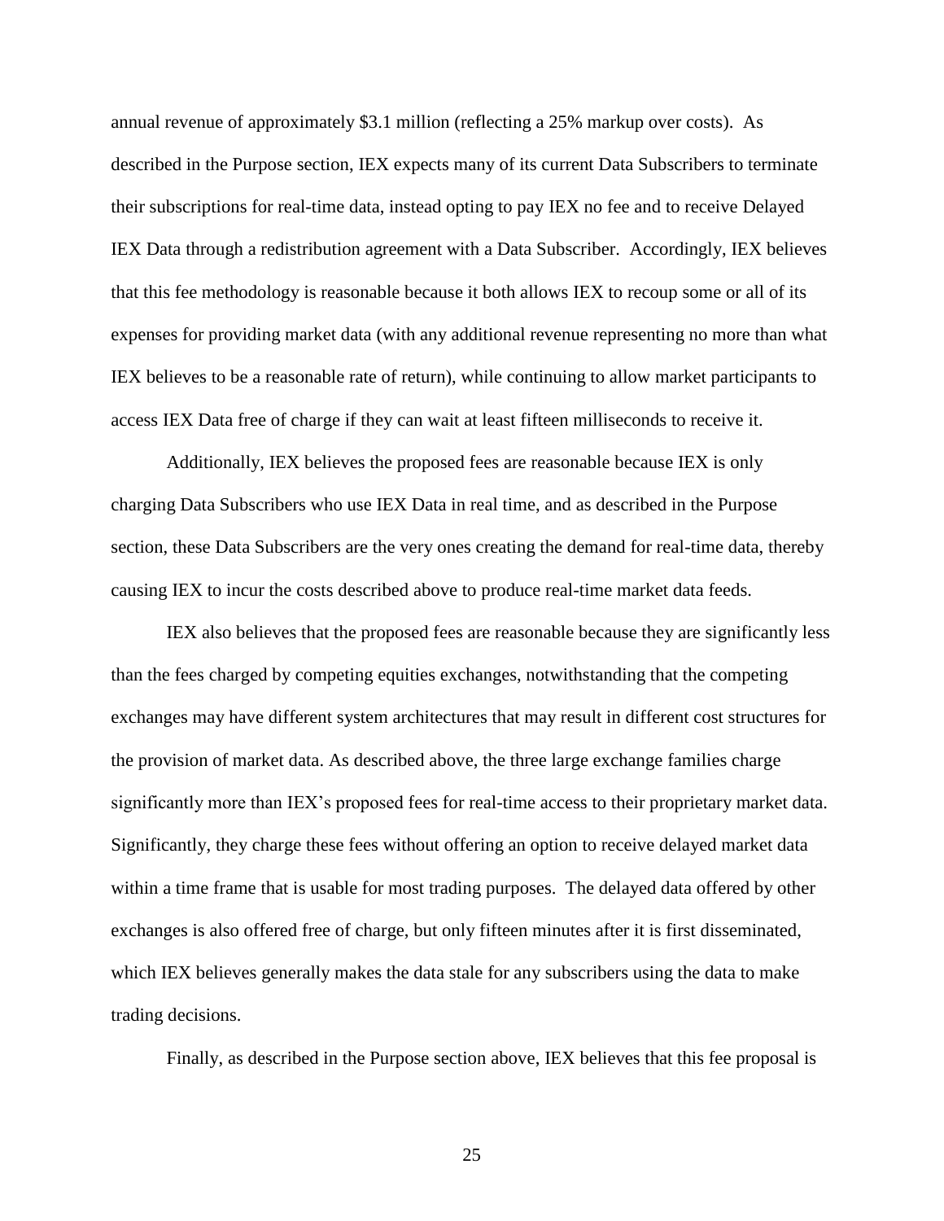annual revenue of approximately $3.1 million (reflecting a 25% markup over costs). As described in the Purpose section, IEX expects many of its current Data Subscribers to terminate their subscriptions for real-time data, instead opting to pay IEX no fee and to receive Delayed IEX Data through a redistribution agreement with a Data Subscriber. Accordingly, IEX believes that this fee methodology is reasonable because it both allows IEX to recoup some or all of its expenses for providing market data (with any additional revenue representing no more than what IEX believes to be a reasonable rate of return), while continuing to allow market participants to access IEX Data free of charge if they can wait at least fifteen milliseconds to receive it.

Additionally, IEX believes the proposed fees are reasonable because IEX is only charging Data Subscribers who use IEX Data in real time, and as described in the Purpose section, these Data Subscribers are the very ones creating the demand for real-time data, thereby causing IEX to incur the costs described above to produce real-time market data feeds.

IEX also believes that the proposed fees are reasonable because they are significantly less than the fees charged by competing equities exchanges, notwithstanding that the competing exchanges may have different system architectures that may result in different cost structures for the provision of market data. As described above, the three large exchange families charge significantly more than IEX's proposed fees for real-time access to their proprietary market data. Significantly, they charge these fees without offering an option to receive delayed market data within a time frame that is usable for most trading purposes. The delayed data offered by other exchanges is also offered free of charge, but only fifteen minutes after it is first disseminated, which IEX believes generally makes the data stale for any subscribers using the data to make trading decisions.

Finally, as described in the Purpose section above, IEX believes that this fee proposal is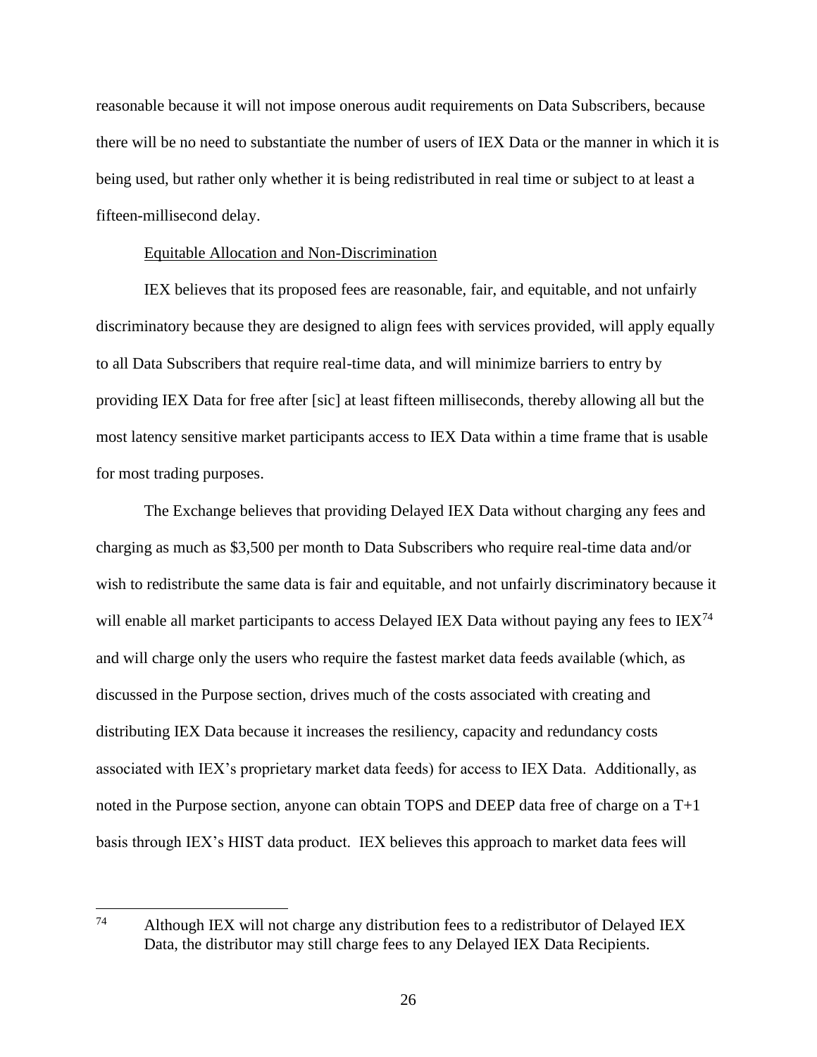reasonable because it will not impose onerous audit requirements on Data Subscribers, because there will be no need to substantiate the number of users of IEX Data or the manner in which it is being used, but rather only whether it is being redistributed in real time or subject to at least a fifteen-millisecond delay.

<u>Equitable Allocation and Non-Discrimination</u>

IEX believes that its proposed fees are reasonable, fair, and equitable, and not unfairly discriminatory because they are designed to align fees with services provided, will apply equally to all Data Subscribers that require real-time data, and will minimize barriers to entry by providing IEX Data for free after [sic] at least fifteen milliseconds, thereby allowing all but the most latency sensitive market participants access to IEX Data within a time frame that is usable for most trading purposes.

The Exchange believes that providing Delayed IEX Data without charging any fees and charging as much as $3,500 per month to Data Subscribers who require real-time data and/or wish to redistribute the same data is fair and equitable, and not unfairly discriminatory because it will enable all market participants to access Delayed IEX Data without paying any fees to IEX[74] and will charge only the users who require the fastest market data feeds available (which, as discussed in the Purpose section, drives much of the costs associated with creating and distributing IEX Data because it increases the resiliency, capacity and redundancy costs associated with IEX's proprietary market data feeds) for access to IEX Data. Additionally, as noted in the Purpose section, anyone can obtain TOPS and DEEP data free of charge on a T+1 basis through IEX's HIST data product. IEX believes this approach to market data fees will

---

[74] Although IEX will not charge any distribution fees to a redistributor of Delayed IEX Data, the distributor may still charge fees to any Delayed IEX Data Recipients.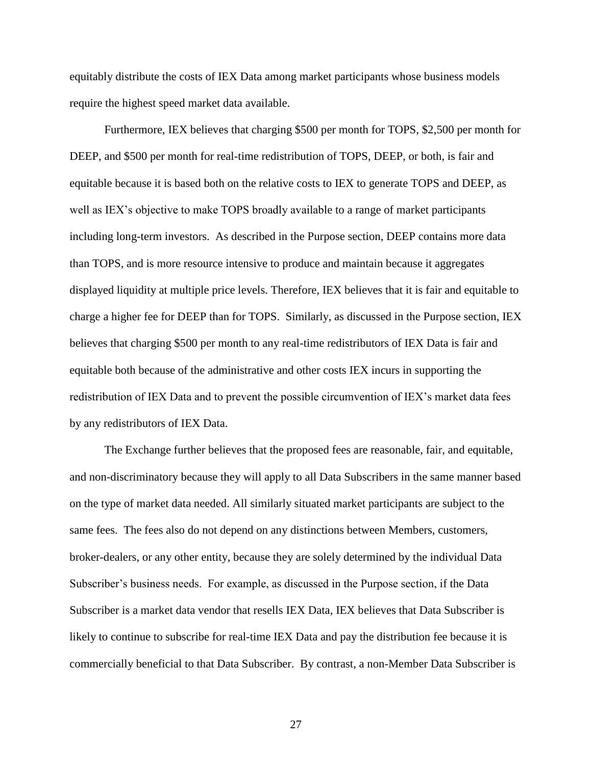equitably distribute the costs of IEX Data among market participants whose business models require the highest speed market data available.

Furthermore, IEX believes that charging $500 per month for TOPS, $2,500 per month for DEEP, and $500 per month for real-time redistribution of TOPS, DEEP, or both, is fair and equitable because it is based both on the relative costs to IEX to generate TOPS and DEEP, as well as IEX's objective to make TOPS broadly available to a range of market participants including long-term investors. As described in the Purpose section, DEEP contains more data than TOPS, and is more resource intensive to produce and maintain because it aggregates displayed liquidity at multiple price levels. Therefore, IEX believes that it is fair and equitable to charge a higher fee for DEEP than for TOPS. Similarly, as discussed in the Purpose section, IEX believes that charging $500 per month to any real-time redistributors of IEX Data is fair and equitable both because of the administrative and other costs IEX incurs in supporting the redistribution of IEX Data and to prevent the possible circumvention of IEX's market data fees by any redistributors of IEX Data.

The Exchange further believes that the proposed fees are reasonable, fair, and equitable, and non-discriminatory because they will apply to all Data Subscribers in the same manner based on the type of market data needed. All similarly situated market participants are subject to the same fees. The fees also do not depend on any distinctions between Members, customers, broker-dealers, or any other entity, because they are solely determined by the individual Data Subscriber's business needs. For example, as discussed in the Purpose section, if the Data Subscriber is a market data vendor that resells IEX Data, IEX believes that Data Subscriber is likely to continue to subscribe for real-time IEX Data and pay the distribution fee because it is commercially beneficial to that Data Subscriber. By contrast, a non-Member Data Subscriber is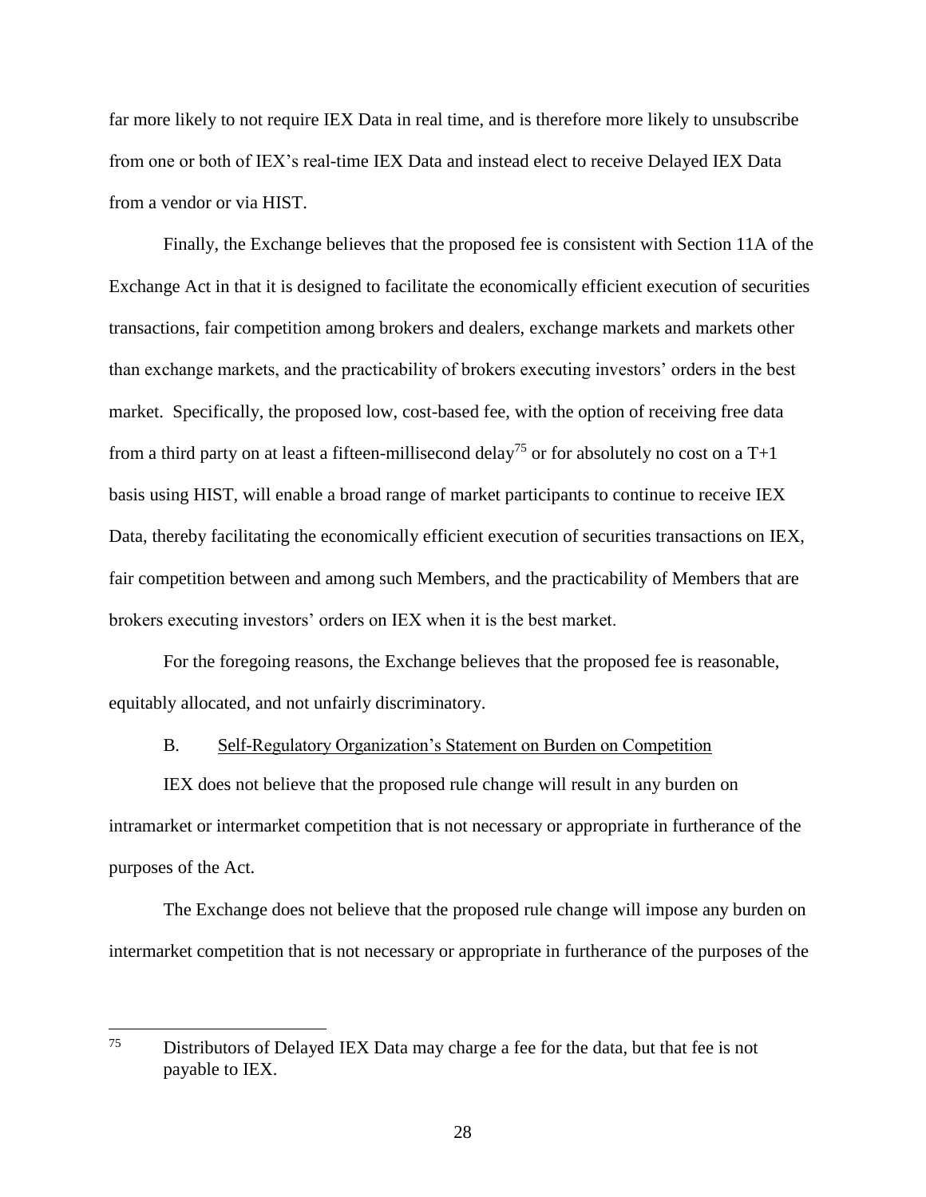far more likely to not require IEX Data in real time, and is therefore more likely to unsubscribe from one or both of IEX's real-time IEX Data and instead elect to receive Delayed IEX Data from a vendor or via HIST.

Finally, the Exchange believes that the proposed fee is consistent with Section 11A of the Exchange Act in that it is designed to facilitate the economically efficient execution of securities transactions, fair competition among brokers and dealers, exchange markets and markets other than exchange markets, and the practicability of brokers executing investors' orders in the best market. Specifically, the proposed low, cost-based fee, with the option of receiving free data from a third party on at least a fifteen-millisecond delay[75] or for absolutely no cost on a T+1 basis using HIST, will enable a broad range of market participants to continue to receive IEX Data, thereby facilitating the economically efficient execution of securities transactions on IEX, fair competition between and among such Members, and the practicability of Members that are brokers executing investors' orders on IEX when it is the best market.

For the foregoing reasons, the Exchange believes that the proposed fee is reasonable, equitably allocated, and not unfairly discriminatory.

B. Self-Regulatory Organization's Statement on Burden on Competition

IEX does not believe that the proposed rule change will result in any burden on intramarket or intermarket competition that is not necessary or appropriate in furtherance of the purposes of the Act.

The Exchange does not believe that the proposed rule change will impose any burden on intermarket competition that is not necessary or appropriate in furtherance of the purposes of the

---

[75] Distributors of Delayed IEX Data may charge a fee for the data, but that fee is not payable to IEX.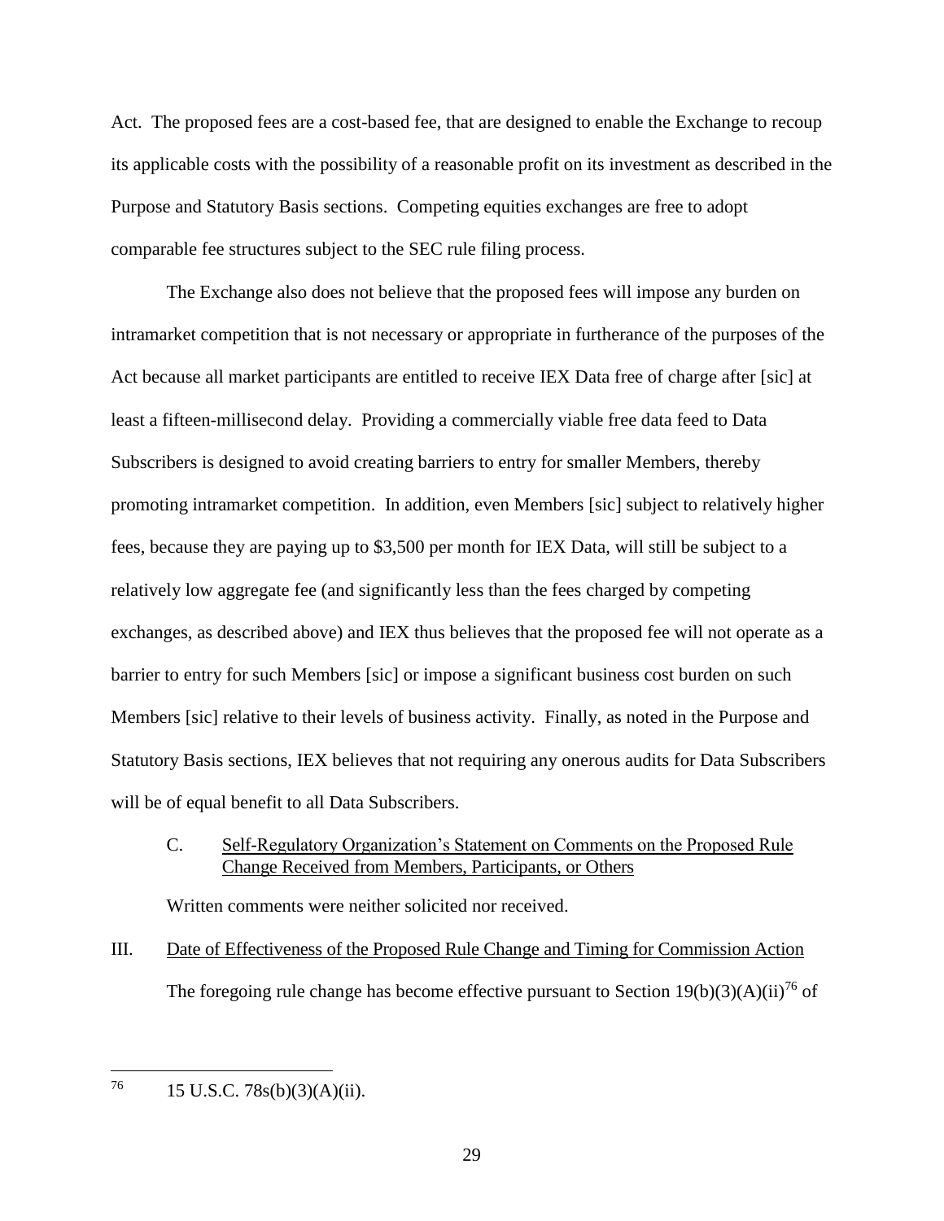Act. The proposed fees are a cost-based fee, that are designed to enable the Exchange to recoup its applicable costs with the possibility of a reasonable profit on its investment as described in the Purpose and Statutory Basis sections. Competing equities exchanges are free to adopt comparable fee structures subject to the SEC rule filing process.

The Exchange also does not believe that the proposed fees will impose any burden on intramarket competition that is not necessary or appropriate in furtherance of the purposes of the Act because all market participants are entitled to receive IEX Data free of charge after [sic] at least a fifteen-millisecond delay. Providing a commercially viable free data feed to Data Subscribers is designed to avoid creating barriers to entry for smaller Members, thereby promoting intramarket competition. In addition, even Members [sic] subject to relatively higher fees, because they are paying up to $3,500 per month for IEX Data, will still be subject to a relatively low aggregate fee (and significantly less than the fees charged by competing exchanges, as described above) and IEX thus believes that the proposed fee will not operate as a barrier to entry for such Members [sic] or impose a significant business cost burden on such Members [sic] relative to their levels of business activity. Finally, as noted in the Purpose and Statutory Basis sections, IEX believes that not requiring any onerous audits for Data Subscribers will be of equal benefit to all Data Subscribers.

C. Self-Regulatory Organization's Statement on Comments on the Proposed Rule Change Received from Members, Participants, or Others

Written comments were neither solicited nor received.

III. Date of Effectiveness of the Proposed Rule Change and Timing for Commission Action

The foregoing rule change has become effective pursuant to Section 19(b)(3)(A)(ii)[76] of

---

[76] 15 U.S.C. 78s(b)(3)(A)(ii).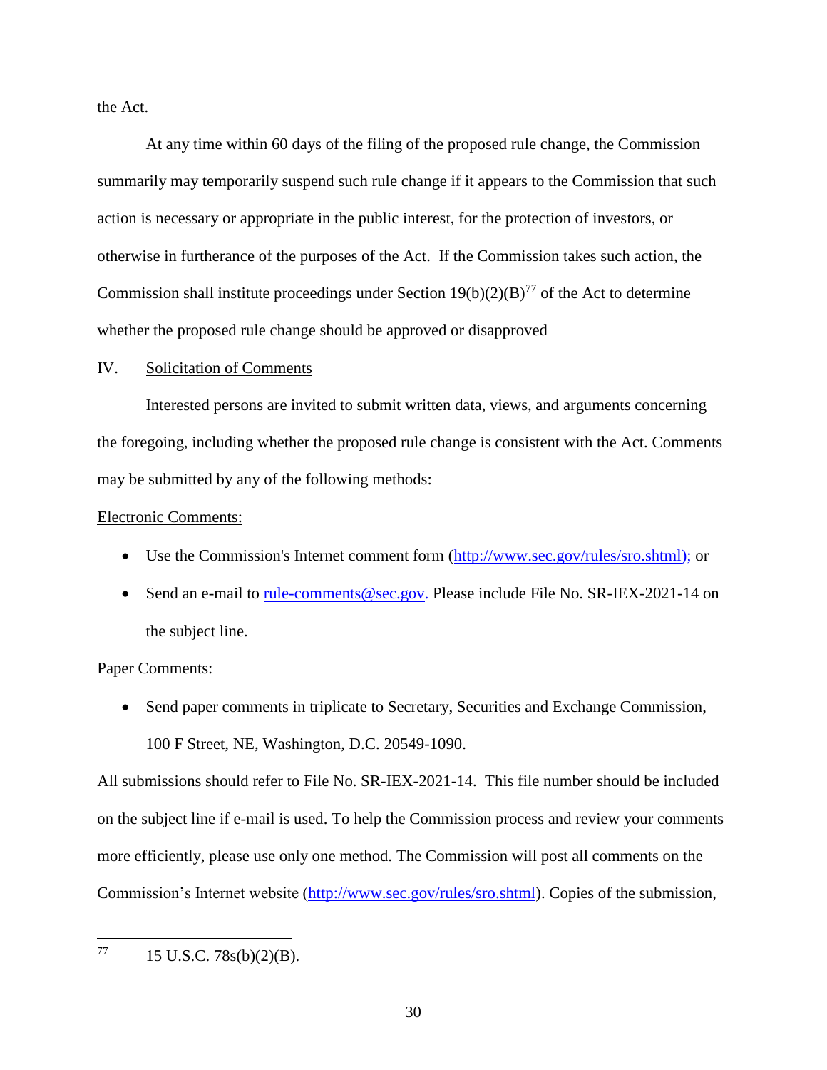the Act.

At any time within 60 days of the filing of the proposed rule change, the Commission summarily may temporarily suspend such rule change if it appears to the Commission that such action is necessary or appropriate in the public interest, for the protection of investors, or otherwise in furtherance of the purposes of the Act. If the Commission takes such action, the Commission shall institute proceedings under Section 19(b)(2)(B)[77] of the Act to determine whether the proposed rule change should be approved or disapproved

IV. Solicitation of Comments

Interested persons are invited to submit written data, views, and arguments concerning the foregoing, including whether the proposed rule change is consistent with the Act. Comments may be submitted by any of the following methods:

Electronic Comments:

- Use the Commission's Internet comment form (http://www.sec.gov/rules/sro.shtml); or
- Send an e-mail to rule-comments@sec.gov. Please include File No. SR-IEX-2021-14 on the subject line.

Paper Comments:

- Send paper comments in triplicate to Secretary, Securities and Exchange Commission, 100 F Street, NE, Washington, D.C. 20549-1090.

All submissions should refer to File No. SR-IEX-2021-14. This file number should be included on the subject line if e-mail is used. To help the Commission process and review your comments more efficiently, please use only one method. The Commission will post all comments on the Commission's Internet website (http://www.sec.gov/rules/sro.shtml). Copies of the submission,

---

77 15 U.S.C. 78s(b)(2)(B).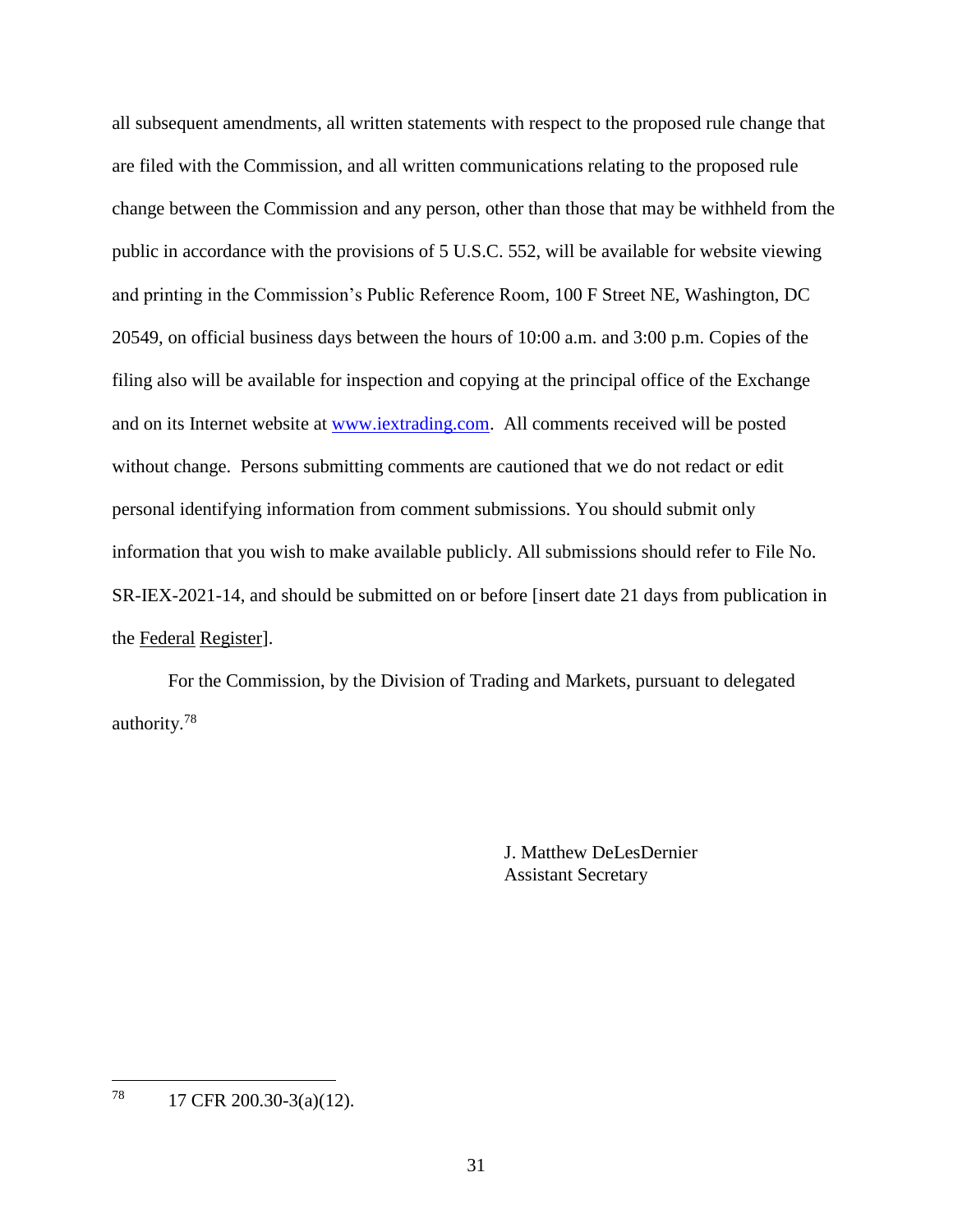all subsequent amendments, all written statements with respect to the proposed rule change that are filed with the Commission, and all written communications relating to the proposed rule change between the Commission and any person, other than those that may be withheld from the public in accordance with the provisions of 5 U.S.C. 552, will be available for website viewing and printing in the Commission's Public Reference Room, 100 F Street NE, Washington, DC 20549, on official business days between the hours of 10:00 a.m. and 3:00 p.m. Copies of the filing also will be available for inspection and copying at the principal office of the Exchange and on its Internet website at www.iextrading.com. All comments received will be posted without change. Persons submitting comments are cautioned that we do not redact or edit personal identifying information from comment submissions. You should submit only information that you wish to make available publicly. All submissions should refer to File No. SR-IEX-2021-14, and should be submitted on or before [insert date 21 days from publication in the Federal Register].

For the Commission, by the Division of Trading and Markets, pursuant to delegated authority.[78]

J. Matthew DeLesDernier
Assistant Secretary

---

[78] 17 CFR 200.30-3(a)(12).